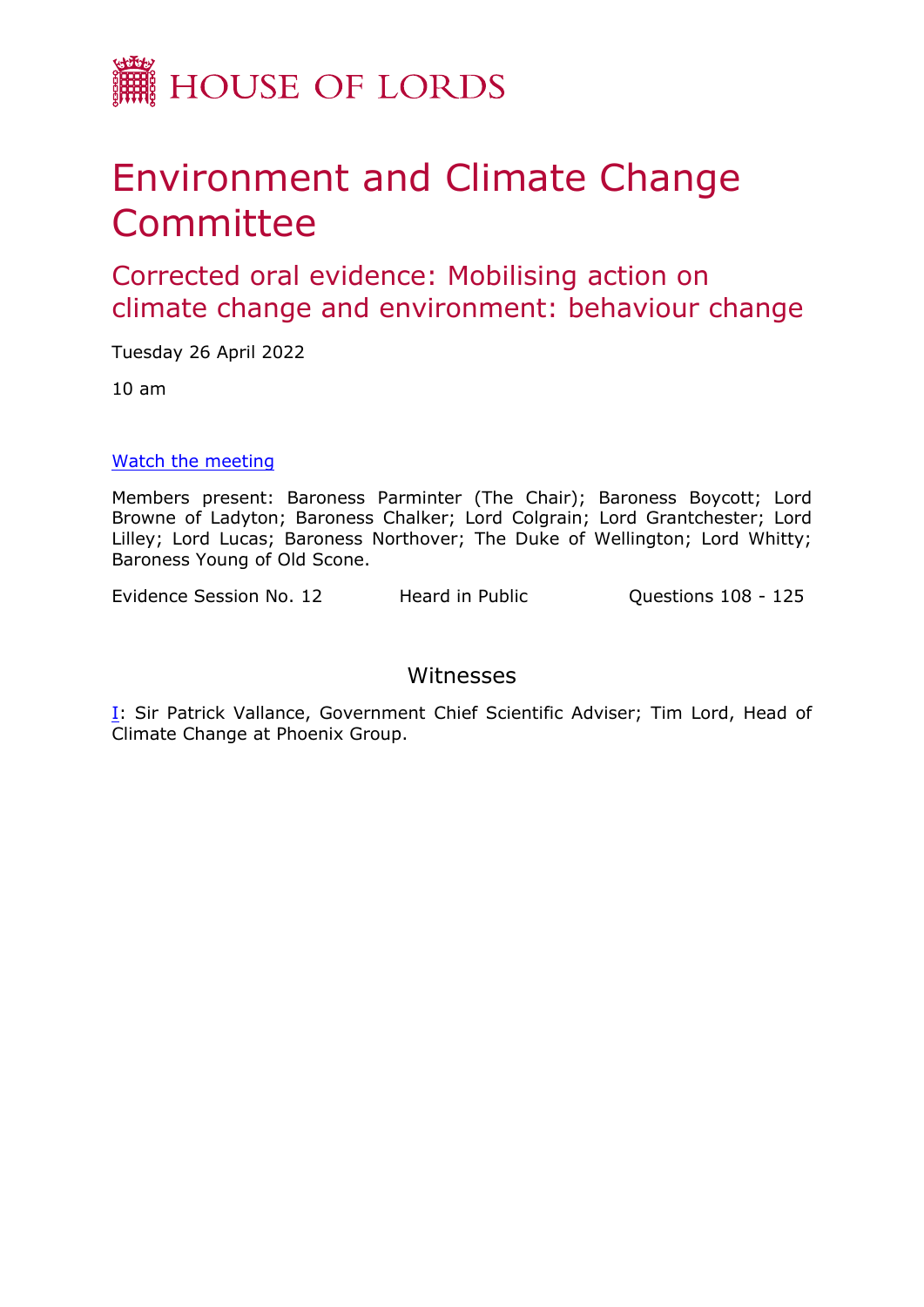# HOUSE OF LORDS

# Environment and Climate Change Committee

## Corrected oral evidence: Mobilising action on climate change and environment: behaviour change

Tuesday 26 April 2022

10 am

[Watch the meeting]

Members present: Baroness Parminter (The Chair); Baroness Boycott; Lord Browne of Ladyton; Baroness Chalker; Lord Colgrain; Lord Grantchester; Lord Lilley; Lord Lucas; Baroness Northover; The Duke of Wellington; Lord Whitty; Baroness Young of Old Scone.

Evidence Session No. 12 Heard in Public Questions 108 - 125

### Witnesses

I: Sir Patrick Vallance, Government Chief Scientific Adviser; Tim Lord, Head of Climate Change at Phoenix Group.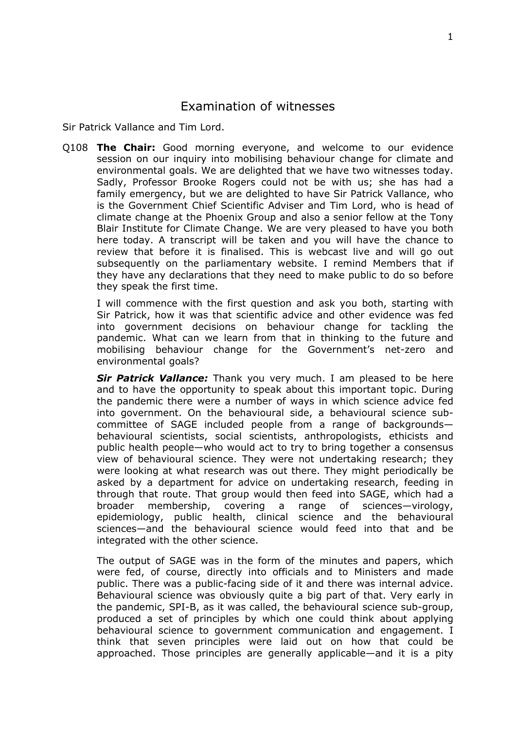# Examination of witnesses

Sir Patrick Vallance and Tim Lord.

Q108 **The Chair:** Good morning everyone, and welcome to our evidence session on our inquiry into mobilising behaviour change for climate and environmental goals. We are delighted that we have two witnesses today. Sadly, Professor Brooke Rogers could not be with us; she has had a family emergency, but we are delighted to have Sir Patrick Vallance, who is the Government Chief Scientific Adviser and Tim Lord, who is head of climate change at the Phoenix Group and also a senior fellow at the Tony Blair Institute for Climate Change. We are very pleased to have you both here today. A transcript will be taken and you will have the chance to review that before it is finalised. This is webcast live and will go out subsequently on the parliamentary website. I remind Members that if they have any declarations that they need to make public to do so before they speak the first time.

I will commence with the first question and ask you both, starting with Sir Patrick, how it was that scientific advice and other evidence was fed into government decisions on behaviour change for tackling the pandemic. What can we learn from that in thinking to the future and mobilising behaviour change for the Government's net-zero and environmental goals?

***Sir Patrick Vallance:*** Thank you very much. I am pleased to be here and to have the opportunity to speak about this important topic. During the pandemic there were a number of ways in which science advice fed into government. On the behavioural side, a behavioural science sub-committee of SAGE included people from a range of backgrounds—behavioural scientists, social scientists, anthropologists, ethicists and public health people—who would act to try to bring together a consensus view of behavioural science. They were not undertaking research; they were looking at what research was out there. They might periodically be asked by a department for advice on undertaking research, feeding in through that route. That group would then feed into SAGE, which had a broader membership, covering a range of sciences—virology, epidemiology, public health, clinical science and the behavioural sciences—and the behavioural science would feed into that and be integrated with the other science.

The output of SAGE was in the form of the minutes and papers, which were fed, of course, directly into officials and to Ministers and made public. There was a public-facing side of it and there was internal advice. Behavioural science was obviously quite a big part of that. Very early in the pandemic, SPI-B, as it was called, the behavioural science sub-group, produced a set of principles by which one could think about applying behavioural science to government communication and engagement. I think that seven principles were laid out on how that could be approached. Those principles are generally applicable—and it is a pity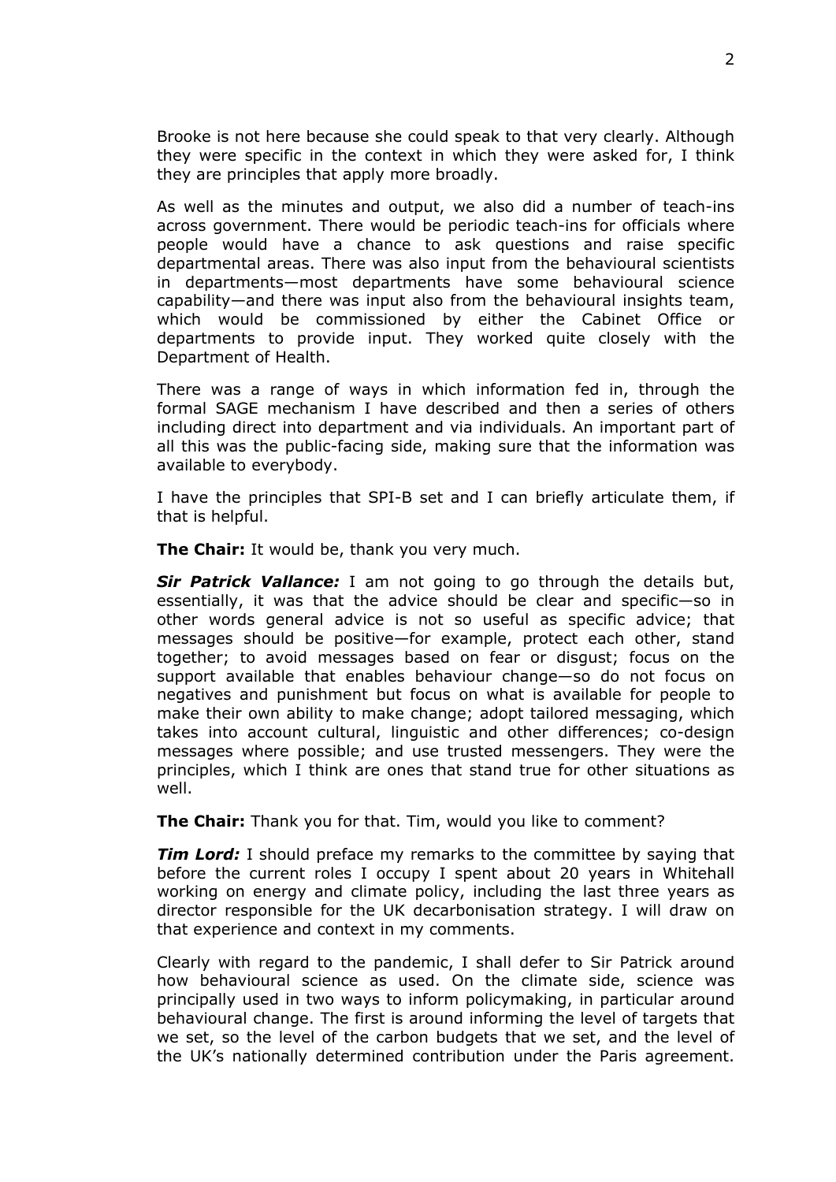Brooke is not here because she could speak to that very clearly. Although they were specific in the context in which they were asked for, I think they are principles that apply more broadly.

As well as the minutes and output, we also did a number of teach-ins across government. There would be periodic teach-ins for officials where people would have a chance to ask questions and raise specific departmental areas. There was also input from the behavioural scientists in departments—most departments have some behavioural science capability—and there was input also from the behavioural insights team, which would be commissioned by either the Cabinet Office or departments to provide input. They worked quite closely with the Department of Health.

There was a range of ways in which information fed in, through the formal SAGE mechanism I have described and then a series of others including direct into department and via individuals. An important part of all this was the public-facing side, making sure that the information was available to everybody.

I have the principles that SPI-B set and I can briefly articulate them, if that is helpful.

**The Chair:** It would be, thank you very much.

***Sir Patrick Vallance:*** I am not going to go through the details but, essentially, it was that the advice should be clear and specific—so in other words general advice is not so useful as specific advice; that messages should be positive—for example, protect each other, stand together; to avoid messages based on fear or disgust; focus on the support available that enables behaviour change—so do not focus on negatives and punishment but focus on what is available for people to make their own ability to make change; adopt tailored messaging, which takes into account cultural, linguistic and other differences; co-design messages where possible; and use trusted messengers. They were the principles, which I think are ones that stand true for other situations as well.

**The Chair:** Thank you for that. Tim, would you like to comment?

***Tim Lord:*** I should preface my remarks to the committee by saying that before the current roles I occupy I spent about 20 years in Whitehall working on energy and climate policy, including the last three years as director responsible for the UK decarbonisation strategy. I will draw on that experience and context in my comments.

Clearly with regard to the pandemic, I shall defer to Sir Patrick around how behavioural science as used. On the climate side, science was principally used in two ways to inform policymaking, in particular around behavioural change. The first is around informing the level of targets that we set, so the level of the carbon budgets that we set, and the level of the UK's nationally determined contribution under the Paris agreement.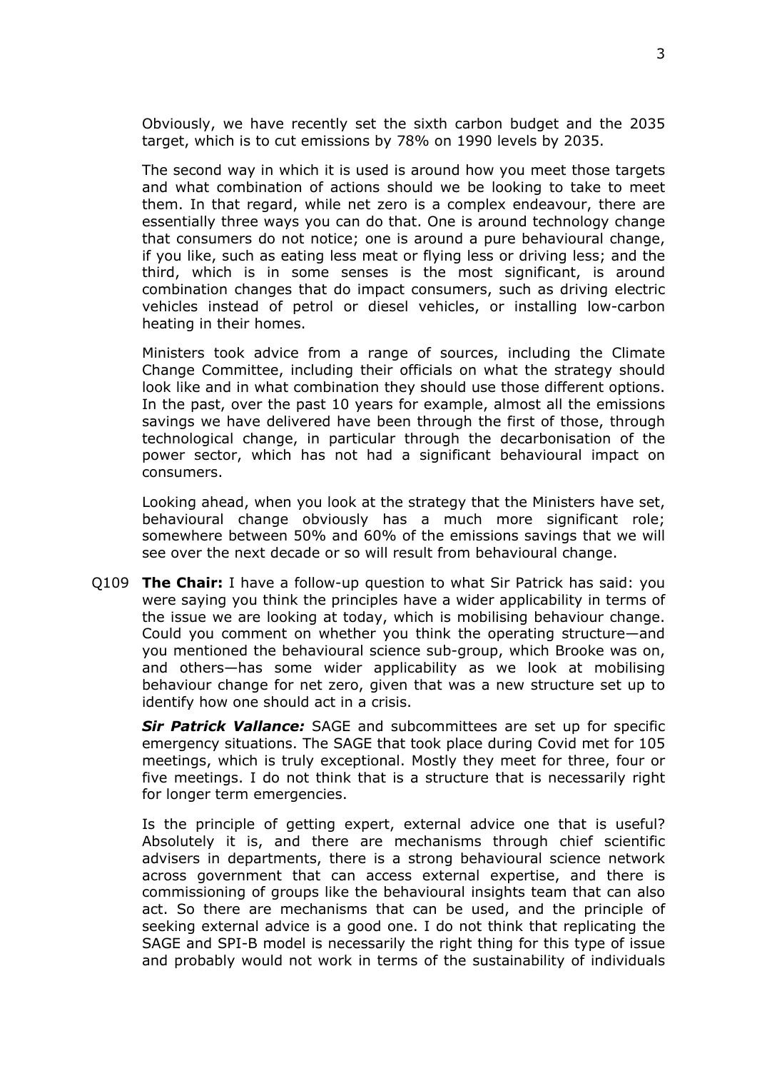Obviously, we have recently set the sixth carbon budget and the 2035 target, which is to cut emissions by 78% on 1990 levels by 2035.

The second way in which it is used is around how you meet those targets and what combination of actions should we be looking to take to meet them. In that regard, while net zero is a complex endeavour, there are essentially three ways you can do that. One is around technology change that consumers do not notice; one is around a pure behavioural change, if you like, such as eating less meat or flying less or driving less; and the third, which is in some senses is the most significant, is around combination changes that do impact consumers, such as driving electric vehicles instead of petrol or diesel vehicles, or installing low-carbon heating in their homes.

Ministers took advice from a range of sources, including the Climate Change Committee, including their officials on what the strategy should look like and in what combination they should use those different options. In the past, over the past 10 years for example, almost all the emissions savings we have delivered have been through the first of those, through technological change, in particular through the decarbonisation of the power sector, which has not had a significant behavioural impact on consumers.

Looking ahead, when you look at the strategy that the Ministers have set, behavioural change obviously has a much more significant role; somewhere between 50% and 60% of the emissions savings that we will see over the next decade or so will result from behavioural change.

Q109 **The Chair:** I have a follow-up question to what Sir Patrick has said: you were saying you think the principles have a wider applicability in terms of the issue we are looking at today, which is mobilising behaviour change. Could you comment on whether you think the operating structure—and you mentioned the behavioural science sub-group, which Brooke was on, and others—has some wider applicability as we look at mobilising behaviour change for net zero, given that was a new structure set up to identify how one should act in a crisis.

***Sir Patrick Vallance:*** SAGE and subcommittees are set up for specific emergency situations. The SAGE that took place during Covid met for 105 meetings, which is truly exceptional. Mostly they meet for three, four or five meetings. I do not think that is a structure that is necessarily right for longer term emergencies.

Is the principle of getting expert, external advice one that is useful? Absolutely it is, and there are mechanisms through chief scientific advisers in departments, there is a strong behavioural science network across government that can access external expertise, and there is commissioning of groups like the behavioural insights team that can also act. So there are mechanisms that can be used, and the principle of seeking external advice is a good one. I do not think that replicating the SAGE and SPI-B model is necessarily the right thing for this type of issue and probably would not work in terms of the sustainability of individuals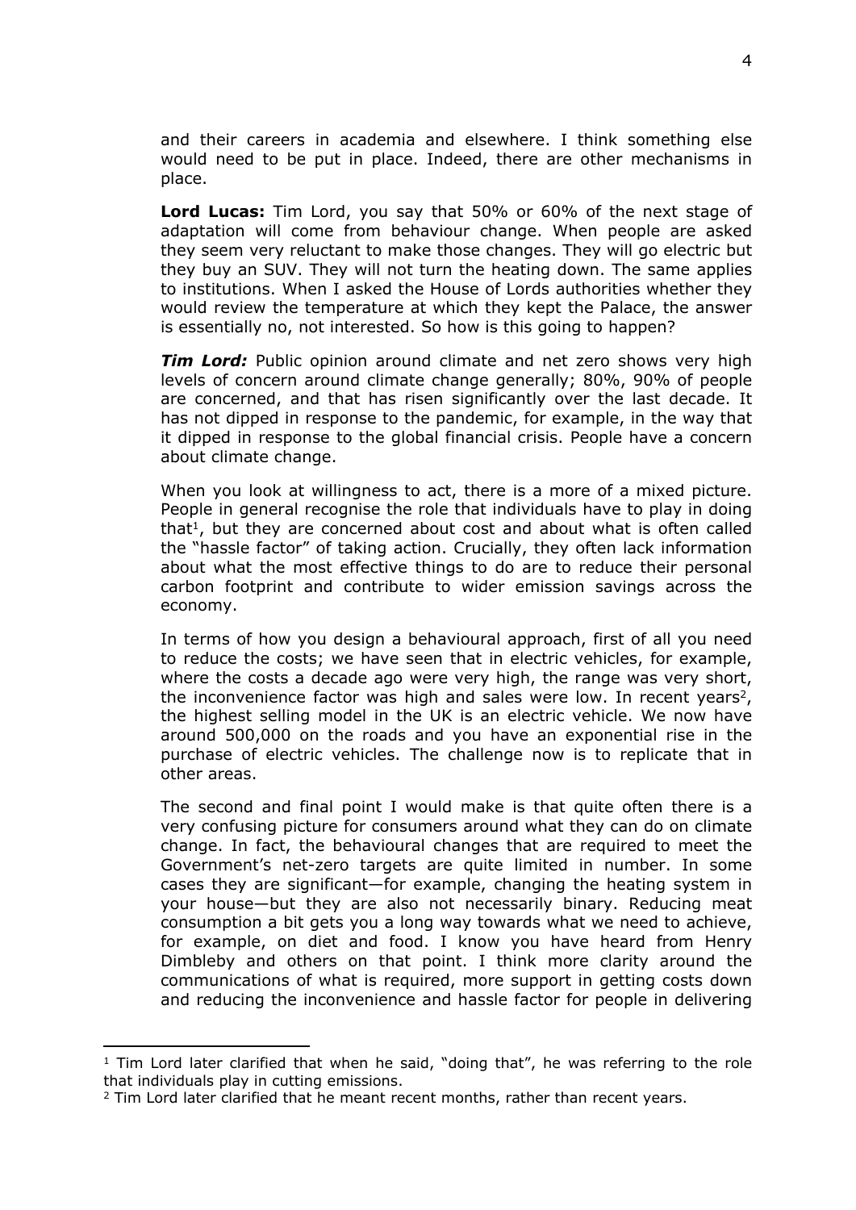and their careers in academia and elsewhere. I think something else would need to be put in place. Indeed, there are other mechanisms in place.

**Lord Lucas:** Tim Lord, you say that 50% or 60% of the next stage of adaptation will come from behaviour change. When people are asked they seem very reluctant to make those changes. They will go electric but they buy an SUV. They will not turn the heating down. The same applies to institutions. When I asked the House of Lords authorities whether they would review the temperature at which they kept the Palace, the answer is essentially no, not interested. So how is this going to happen?

***Tim Lord:*** Public opinion around climate and net zero shows very high levels of concern around climate change generally; 80%, 90% of people are concerned, and that has risen significantly over the last decade. It has not dipped in response to the pandemic, for example, in the way that it dipped in response to the global financial crisis. People have a concern about climate change.

When you look at willingness to act, there is a more of a mixed picture. People in general recognise the role that individuals have to play in doing that[1], but they are concerned about cost and about what is often called the "hassle factor" of taking action. Crucially, they often lack information about what the most effective things to do are to reduce their personal carbon footprint and contribute to wider emission savings across the economy.

In terms of how you design a behavioural approach, first of all you need to reduce the costs; we have seen that in electric vehicles, for example, where the costs a decade ago were very high, the range was very short, the inconvenience factor was high and sales were low. In recent years[2], the highest selling model in the UK is an electric vehicle. We now have around 500,000 on the roads and you have an exponential rise in the purchase of electric vehicles. The challenge now is to replicate that in other areas.

The second and final point I would make is that quite often there is a very confusing picture for consumers around what they can do on climate change. In fact, the behavioural changes that are required to meet the Government's net-zero targets are quite limited in number. In some cases they are significant—for example, changing the heating system in your house—but they are also not necessarily binary. Reducing meat consumption a bit gets you a long way towards what we need to achieve, for example, on diet and food. I know you have heard from Henry Dimbleby and others on that point. I think more clarity around the communications of what is required, more support in getting costs down and reducing the inconvenience and hassle factor for people in delivering

---

[1] Tim Lord later clarified that when he said, "doing that", he was referring to the role that individuals play in cutting emissions.

[2] Tim Lord later clarified that he meant recent months, rather than recent years.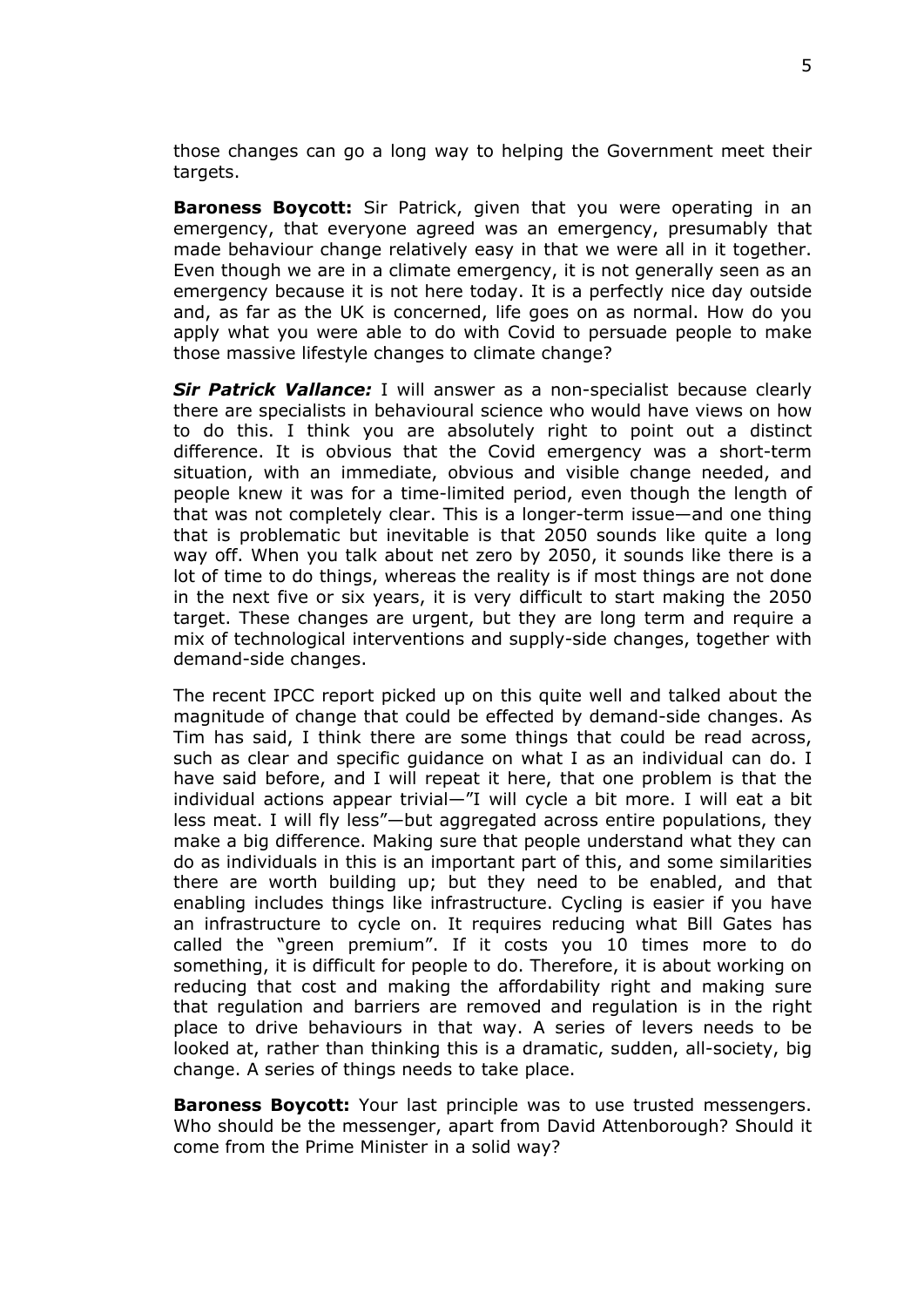those changes can go a long way to helping the Government meet their targets.

**Baroness Boycott:** Sir Patrick, given that you were operating in an emergency, that everyone agreed was an emergency, presumably that made behaviour change relatively easy in that we were all in it together. Even though we are in a climate emergency, it is not generally seen as an emergency because it is not here today. It is a perfectly nice day outside and, as far as the UK is concerned, life goes on as normal. How do you apply what you were able to do with Covid to persuade people to make those massive lifestyle changes to climate change?

***Sir Patrick Vallance:*** I will answer as a non-specialist because clearly there are specialists in behavioural science who would have views on how to do this. I think you are absolutely right to point out a distinct difference. It is obvious that the Covid emergency was a short-term situation, with an immediate, obvious and visible change needed, and people knew it was for a time-limited period, even though the length of that was not completely clear. This is a longer-term issue—and one thing that is problematic but inevitable is that 2050 sounds like quite a long way off. When you talk about net zero by 2050, it sounds like there is a lot of time to do things, whereas the reality is if most things are not done in the next five or six years, it is very difficult to start making the 2050 target. These changes are urgent, but they are long term and require a mix of technological interventions and supply-side changes, together with demand-side changes.

The recent IPCC report picked up on this quite well and talked about the magnitude of change that could be effected by demand-side changes. As Tim has said, I think there are some things that could be read across, such as clear and specific guidance on what I as an individual can do. I have said before, and I will repeat it here, that one problem is that the individual actions appear trivial—"I will cycle a bit more. I will eat a bit less meat. I will fly less"—but aggregated across entire populations, they make a big difference. Making sure that people understand what they can do as individuals in this is an important part of this, and some similarities there are worth building up; but they need to be enabled, and that enabling includes things like infrastructure. Cycling is easier if you have an infrastructure to cycle on. It requires reducing what Bill Gates has called the "green premium". If it costs you 10 times more to do something, it is difficult for people to do. Therefore, it is about working on reducing that cost and making the affordability right and making sure that regulation and barriers are removed and regulation is in the right place to drive behaviours in that way. A series of levers needs to be looked at, rather than thinking this is a dramatic, sudden, all-society, big change. A series of things needs to take place.

**Baroness Boycott:** Your last principle was to use trusted messengers. Who should be the messenger, apart from David Attenborough? Should it come from the Prime Minister in a solid way?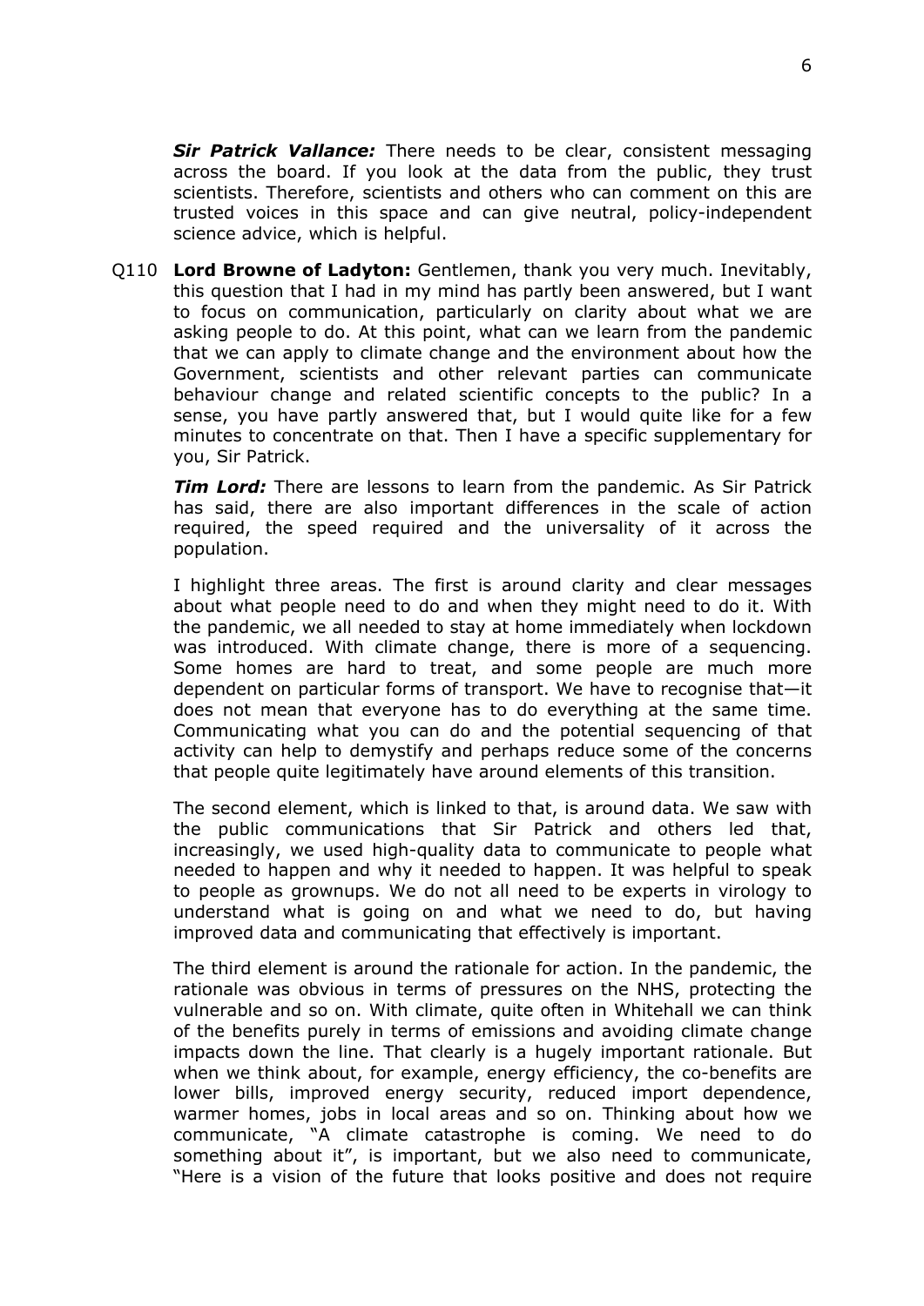***Sir Patrick Vallance:*** There needs to be clear, consistent messaging across the board. If you look at the data from the public, they trust scientists. Therefore, scientists and others who can comment on this are trusted voices in this space and can give neutral, policy-independent science advice, which is helpful.

Q110 **Lord Browne of Ladyton:** Gentlemen, thank you very much. Inevitably, this question that I had in my mind has partly been answered, but I want to focus on communication, particularly on clarity about what we are asking people to do. At this point, what can we learn from the pandemic that we can apply to climate change and the environment about how the Government, scientists and other relevant parties can communicate behaviour change and related scientific concepts to the public? In a sense, you have partly answered that, but I would quite like for a few minutes to concentrate on that. Then I have a specific supplementary for you, Sir Patrick.

***Tim Lord:*** There are lessons to learn from the pandemic. As Sir Patrick has said, there are also important differences in the scale of action required, the speed required and the universality of it across the population.

I highlight three areas. The first is around clarity and clear messages about what people need to do and when they might need to do it. With the pandemic, we all needed to stay at home immediately when lockdown was introduced. With climate change, there is more of a sequencing. Some homes are hard to treat, and some people are much more dependent on particular forms of transport. We have to recognise that—it does not mean that everyone has to do everything at the same time. Communicating what you can do and the potential sequencing of that activity can help to demystify and perhaps reduce some of the concerns that people quite legitimately have around elements of this transition.

The second element, which is linked to that, is around data. We saw with the public communications that Sir Patrick and others led that, increasingly, we used high-quality data to communicate to people what needed to happen and why it needed to happen. It was helpful to speak to people as grownups. We do not all need to be experts in virology to understand what is going on and what we need to do, but having improved data and communicating that effectively is important.

The third element is around the rationale for action. In the pandemic, the rationale was obvious in terms of pressures on the NHS, protecting the vulnerable and so on. With climate, quite often in Whitehall we can think of the benefits purely in terms of emissions and avoiding climate change impacts down the line. That clearly is a hugely important rationale. But when we think about, for example, energy efficiency, the co-benefits are lower bills, improved energy security, reduced import dependence, warmer homes, jobs in local areas and so on. Thinking about how we communicate, "A climate catastrophe is coming. We need to do something about it", is important, but we also need to communicate, "Here is a vision of the future that looks positive and does not require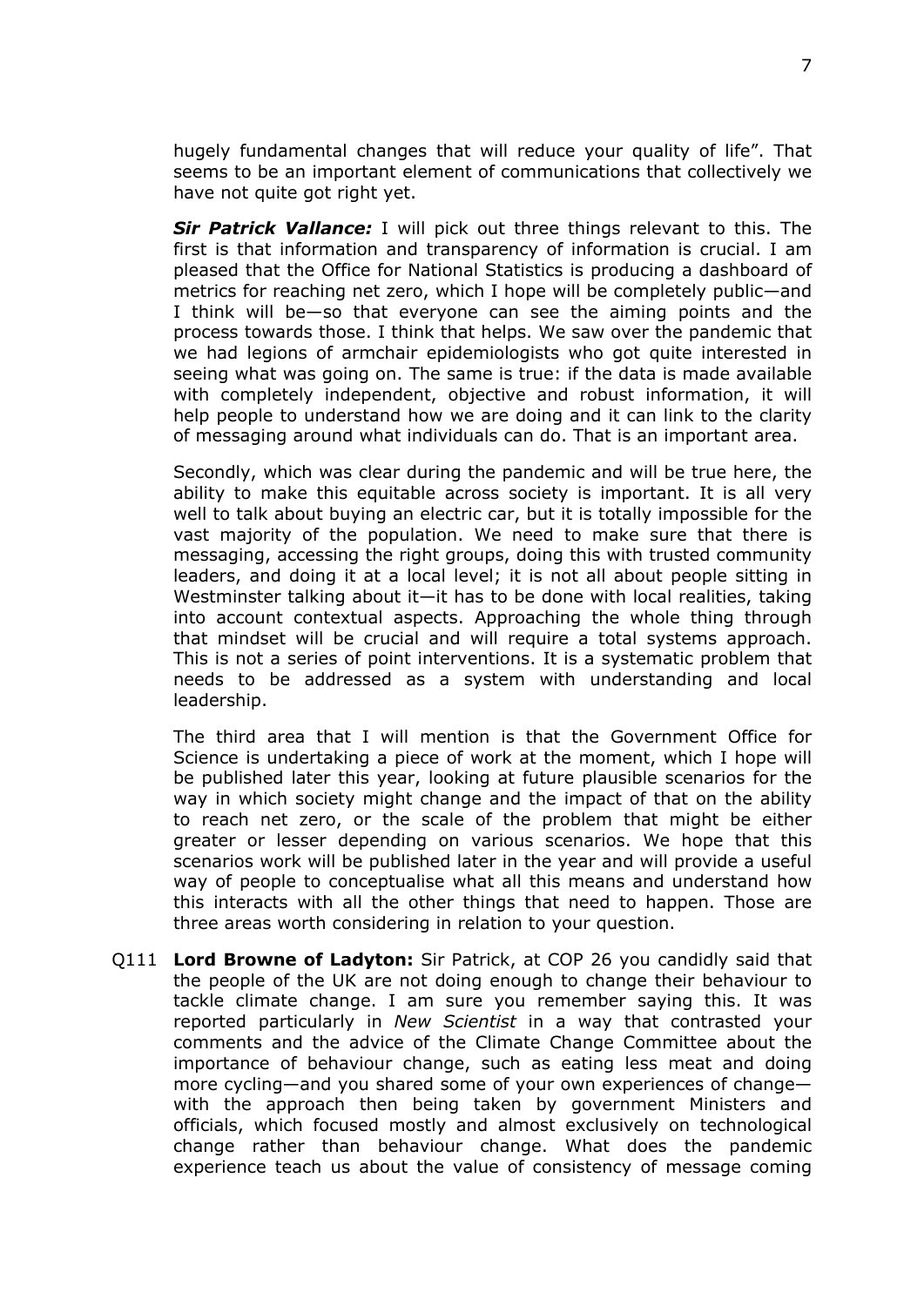hugely fundamental changes that will reduce your quality of life". That seems to be an important element of communications that collectively we have not quite got right yet.

***Sir Patrick Vallance:*** I will pick out three things relevant to this. The first is that information and transparency of information is crucial. I am pleased that the Office for National Statistics is producing a dashboard of metrics for reaching net zero, which I hope will be completely public—and I think will be—so that everyone can see the aiming points and the process towards those. I think that helps. We saw over the pandemic that we had legions of armchair epidemiologists who got quite interested in seeing what was going on. The same is true: if the data is made available with completely independent, objective and robust information, it will help people to understand how we are doing and it can link to the clarity of messaging around what individuals can do. That is an important area.

Secondly, which was clear during the pandemic and will be true here, the ability to make this equitable across society is important. It is all very well to talk about buying an electric car, but it is totally impossible for the vast majority of the population. We need to make sure that there is messaging, accessing the right groups, doing this with trusted community leaders, and doing it at a local level; it is not all about people sitting in Westminster talking about it—it has to be done with local realities, taking into account contextual aspects. Approaching the whole thing through that mindset will be crucial and will require a total systems approach. This is not a series of point interventions. It is a systematic problem that needs to be addressed as a system with understanding and local leadership.

The third area that I will mention is that the Government Office for Science is undertaking a piece of work at the moment, which I hope will be published later this year, looking at future plausible scenarios for the way in which society might change and the impact of that on the ability to reach net zero, or the scale of the problem that might be either greater or lesser depending on various scenarios. We hope that this scenarios work will be published later in the year and will provide a useful way of people to conceptualise what all this means and understand how this interacts with all the other things that need to happen. Those are three areas worth considering in relation to your question.

Q111 **Lord Browne of Ladyton:** Sir Patrick, at COP 26 you candidly said that the people of the UK are not doing enough to change their behaviour to tackle climate change. I am sure you remember saying this. It was reported particularly in *New Scientist* in a way that contrasted your comments and the advice of the Climate Change Committee about the importance of behaviour change, such as eating less meat and doing more cycling—and you shared some of your own experiences of change—with the approach then being taken by government Ministers and officials, which focused mostly and almost exclusively on technological change rather than behaviour change. What does the pandemic experience teach us about the value of consistency of message coming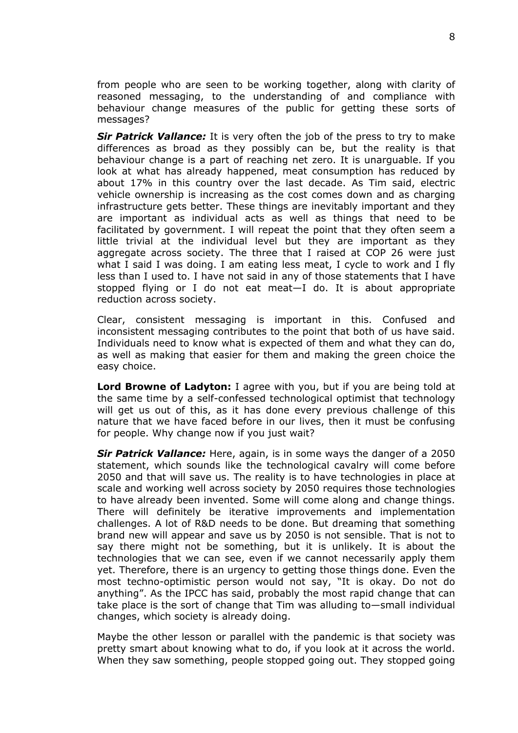from people who are seen to be working together, along with clarity of reasoned messaging, to the understanding of and compliance with behaviour change measures of the public for getting these sorts of messages?

***Sir Patrick Vallance:*** It is very often the job of the press to try to make differences as broad as they possibly can be, but the reality is that behaviour change is a part of reaching net zero. It is unarguable. If you look at what has already happened, meat consumption has reduced by about 17% in this country over the last decade. As Tim said, electric vehicle ownership is increasing as the cost comes down and as charging infrastructure gets better. These things are inevitably important and they are important as individual acts as well as things that need to be facilitated by government. I will repeat the point that they often seem a little trivial at the individual level but they are important as they aggregate across society. The three that I raised at COP 26 were just what I said I was doing. I am eating less meat, I cycle to work and I fly less than I used to. I have not said in any of those statements that I have stopped flying or I do not eat meat—I do. It is about appropriate reduction across society.

Clear, consistent messaging is important in this. Confused and inconsistent messaging contributes to the point that both of us have said. Individuals need to know what is expected of them and what they can do, as well as making that easier for them and making the green choice the easy choice.

**Lord Browne of Ladyton:** I agree with you, but if you are being told at the same time by a self-confessed technological optimist that technology will get us out of this, as it has done every previous challenge of this nature that we have faced before in our lives, then it must be confusing for people. Why change now if you just wait?

***Sir Patrick Vallance:*** Here, again, is in some ways the danger of a 2050 statement, which sounds like the technological cavalry will come before 2050 and that will save us. The reality is to have technologies in place at scale and working well across society by 2050 requires those technologies to have already been invented. Some will come along and change things. There will definitely be iterative improvements and implementation challenges. A lot of R&D needs to be done. But dreaming that something brand new will appear and save us by 2050 is not sensible. That is not to say there might not be something, but it is unlikely. It is about the technologies that we can see, even if we cannot necessarily apply them yet. Therefore, there is an urgency to getting those things done. Even the most techno-optimistic person would not say, "It is okay. Do not do anything". As the IPCC has said, probably the most rapid change that can take place is the sort of change that Tim was alluding to—small individual changes, which society is already doing.

Maybe the other lesson or parallel with the pandemic is that society was pretty smart about knowing what to do, if you look at it across the world. When they saw something, people stopped going out. They stopped going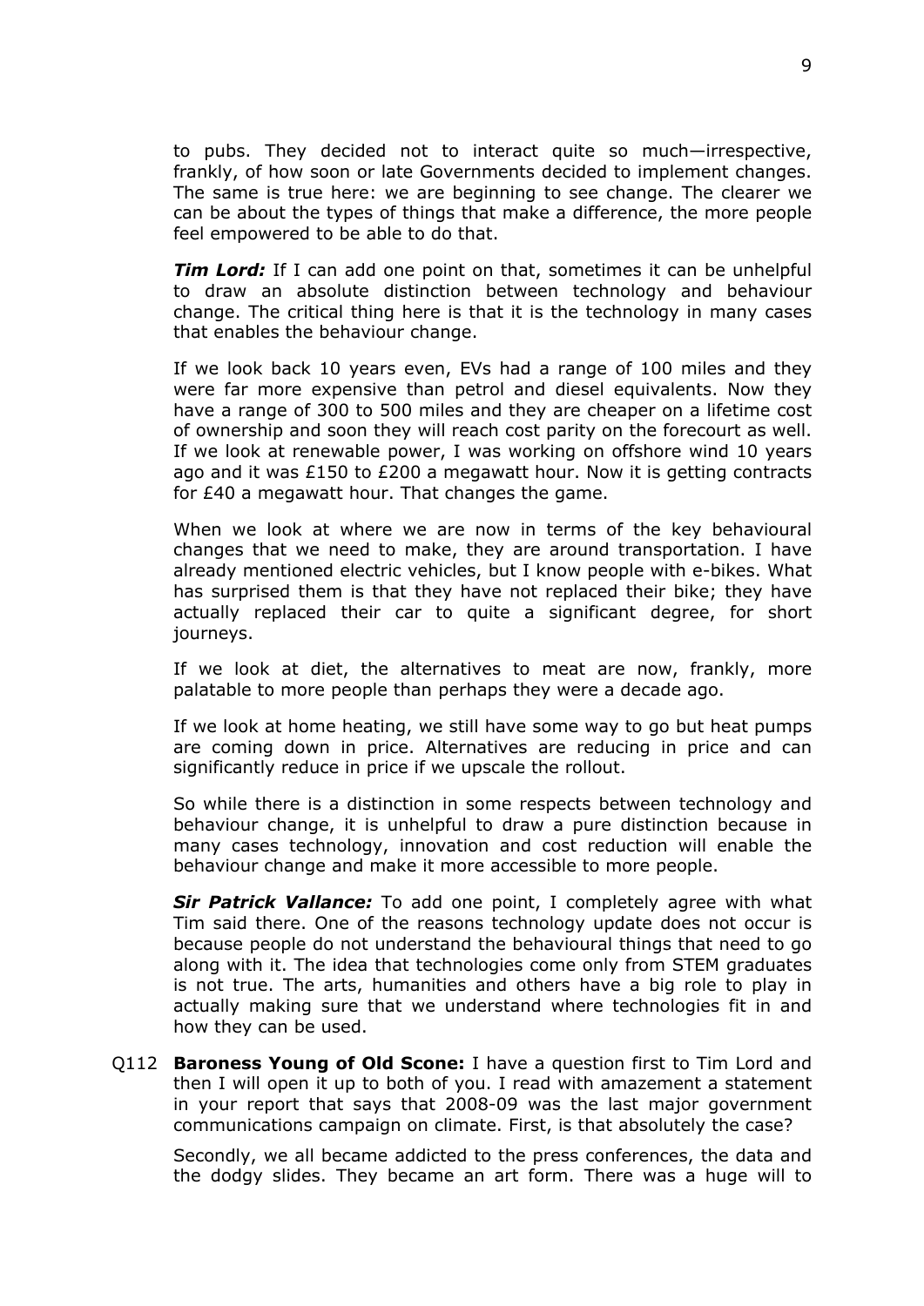to pubs. They decided not to interact quite so much—irrespective, frankly, of how soon or late Governments decided to implement changes. The same is true here: we are beginning to see change. The clearer we can be about the types of things that make a difference, the more people feel empowered to be able to do that.

***Tim Lord:*** If I can add one point on that, sometimes it can be unhelpful to draw an absolute distinction between technology and behaviour change. The critical thing here is that it is the technology in many cases that enables the behaviour change.

If we look back 10 years even, EVs had a range of 100 miles and they were far more expensive than petrol and diesel equivalents. Now they have a range of 300 to 500 miles and they are cheaper on a lifetime cost of ownership and soon they will reach cost parity on the forecourt as well. If we look at renewable power, I was working on offshore wind 10 years ago and it was £150 to £200 a megawatt hour. Now it is getting contracts for £40 a megawatt hour. That changes the game.

When we look at where we are now in terms of the key behavioural changes that we need to make, they are around transportation. I have already mentioned electric vehicles, but I know people with e-bikes. What has surprised them is that they have not replaced their bike; they have actually replaced their car to quite a significant degree, for short journeys.

If we look at diet, the alternatives to meat are now, frankly, more palatable to more people than perhaps they were a decade ago.

If we look at home heating, we still have some way to go but heat pumps are coming down in price. Alternatives are reducing in price and can significantly reduce in price if we upscale the rollout.

So while there is a distinction in some respects between technology and behaviour change, it is unhelpful to draw a pure distinction because in many cases technology, innovation and cost reduction will enable the behaviour change and make it more accessible to more people.

***Sir Patrick Vallance:*** To add one point, I completely agree with what Tim said there. One of the reasons technology update does not occur is because people do not understand the behavioural things that need to go along with it. The idea that technologies come only from STEM graduates is not true. The arts, humanities and others have a big role to play in actually making sure that we understand where technologies fit in and how they can be used.

Q112 **Baroness Young of Old Scone:** I have a question first to Tim Lord and then I will open it up to both of you. I read with amazement a statement in your report that says that 2008-09 was the last major government communications campaign on climate. First, is that absolutely the case?

Secondly, we all became addicted to the press conferences, the data and the dodgy slides. They became an art form. There was a huge will to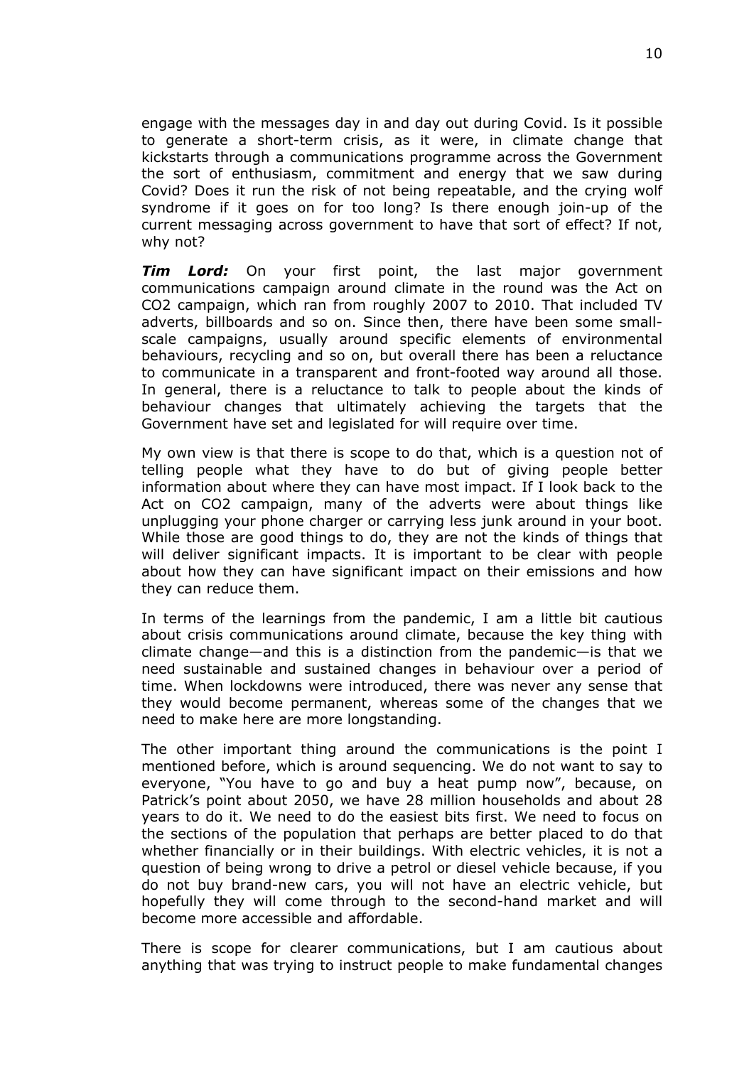engage with the messages day in and day out during Covid. Is it possible to generate a short-term crisis, as it were, in climate change that kickstarts through a communications programme across the Government the sort of enthusiasm, commitment and energy that we saw during Covid? Does it run the risk of not being repeatable, and the crying wolf syndrome if it goes on for too long? Is there enough join-up of the current messaging across government to have that sort of effect? If not, why not?

***Tim Lord:*** On your first point, the last major government communications campaign around climate in the round was the Act on CO2 campaign, which ran from roughly 2007 to 2010. That included TV adverts, billboards and so on. Since then, there have been some small-scale campaigns, usually around specific elements of environmental behaviours, recycling and so on, but overall there has been a reluctance to communicate in a transparent and front-footed way around all those. In general, there is a reluctance to talk to people about the kinds of behaviour changes that ultimately achieving the targets that the Government have set and legislated for will require over time.

My own view is that there is scope to do that, which is a question not of telling people what they have to do but of giving people better information about where they can have most impact. If I look back to the Act on CO2 campaign, many of the adverts were about things like unplugging your phone charger or carrying less junk around in your boot. While those are good things to do, they are not the kinds of things that will deliver significant impacts. It is important to be clear with people about how they can have significant impact on their emissions and how they can reduce them.

In terms of the learnings from the pandemic, I am a little bit cautious about crisis communications around climate, because the key thing with climate change—and this is a distinction from the pandemic—is that we need sustainable and sustained changes in behaviour over a period of time. When lockdowns were introduced, there was never any sense that they would become permanent, whereas some of the changes that we need to make here are more longstanding.

The other important thing around the communications is the point I mentioned before, which is around sequencing. We do not want to say to everyone, "You have to go and buy a heat pump now", because, on Patrick's point about 2050, we have 28 million households and about 28 years to do it. We need to do the easiest bits first. We need to focus on the sections of the population that perhaps are better placed to do that whether financially or in their buildings. With electric vehicles, it is not a question of being wrong to drive a petrol or diesel vehicle because, if you do not buy brand-new cars, you will not have an electric vehicle, but hopefully they will come through to the second-hand market and will become more accessible and affordable.

There is scope for clearer communications, but I am cautious about anything that was trying to instruct people to make fundamental changes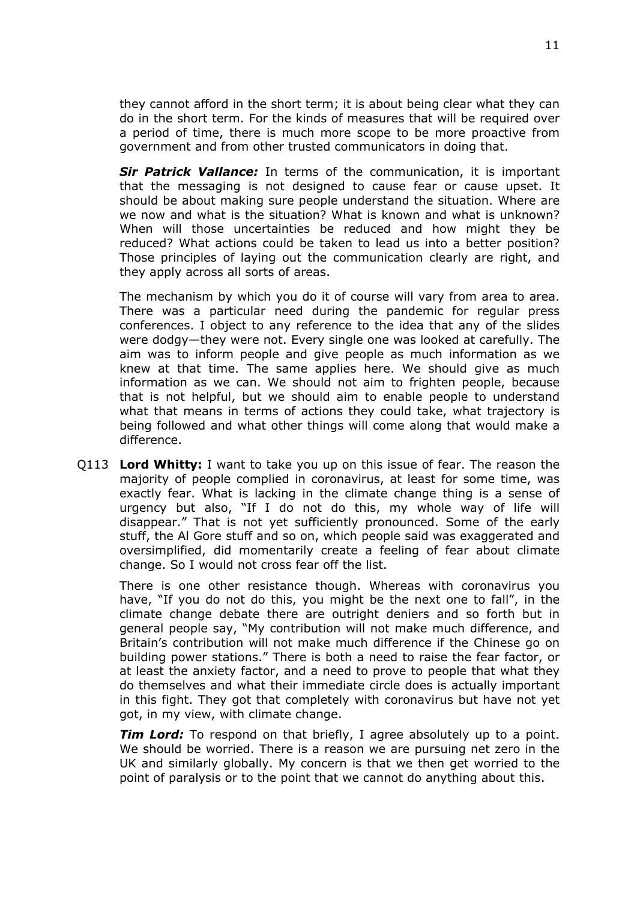they cannot afford in the short term; it is about being clear what they can do in the short term. For the kinds of measures that will be required over a period of time, there is much more scope to be more proactive from government and from other trusted communicators in doing that.

***Sir Patrick Vallance:*** In terms of the communication, it is important that the messaging is not designed to cause fear or cause upset. It should be about making sure people understand the situation. Where are we now and what is the situation? What is known and what is unknown? When will those uncertainties be reduced and how might they be reduced? What actions could be taken to lead us into a better position? Those principles of laying out the communication clearly are right, and they apply across all sorts of areas.

The mechanism by which you do it of course will vary from area to area. There was a particular need during the pandemic for regular press conferences. I object to any reference to the idea that any of the slides were dodgy—they were not. Every single one was looked at carefully. The aim was to inform people and give people as much information as we knew at that time. The same applies here. We should give as much information as we can. We should not aim to frighten people, because that is not helpful, but we should aim to enable people to understand what that means in terms of actions they could take, what trajectory is being followed and what other things will come along that would make a difference.

Q113 **Lord Whitty:** I want to take you up on this issue of fear. The reason the majority of people complied in coronavirus, at least for some time, was exactly fear. What is lacking in the climate change thing is a sense of urgency but also, "If I do not do this, my whole way of life will disappear." That is not yet sufficiently pronounced. Some of the early stuff, the Al Gore stuff and so on, which people said was exaggerated and oversimplified, did momentarily create a feeling of fear about climate change. So I would not cross fear off the list.

There is one other resistance though. Whereas with coronavirus you have, "If you do not do this, you might be the next one to fall", in the climate change debate there are outright deniers and so forth but in general people say, "My contribution will not make much difference, and Britain's contribution will not make much difference if the Chinese go on building power stations." There is both a need to raise the fear factor, or at least the anxiety factor, and a need to prove to people that what they do themselves and what their immediate circle does is actually important in this fight. They got that completely with coronavirus but have not yet got, in my view, with climate change.

***Tim Lord:*** To respond on that briefly, I agree absolutely up to a point. We should be worried. There is a reason we are pursuing net zero in the UK and similarly globally. My concern is that we then get worried to the point of paralysis or to the point that we cannot do anything about this.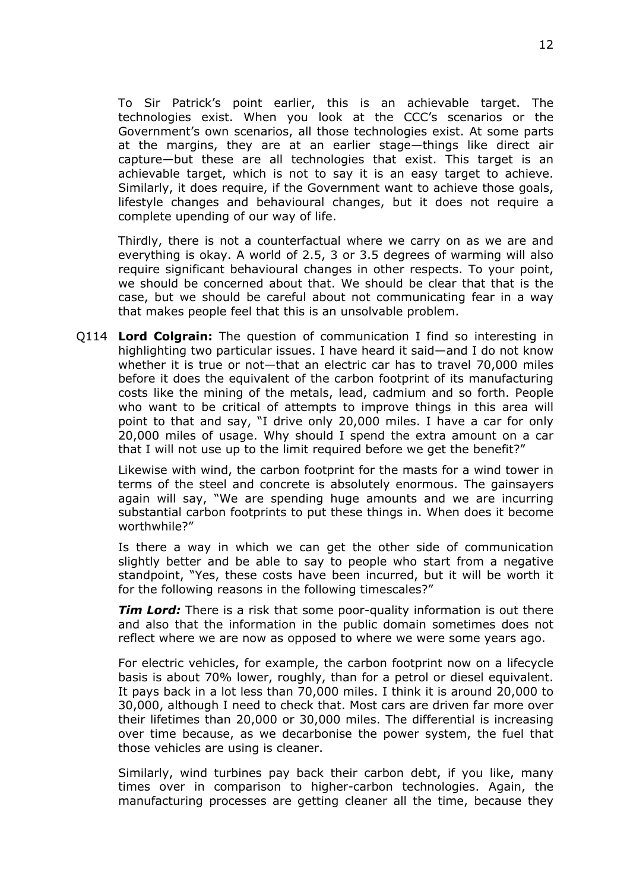To Sir Patrick's point earlier, this is an achievable target. The technologies exist. When you look at the CCC's scenarios or the Government's own scenarios, all those technologies exist. At some parts at the margins, they are at an earlier stage—things like direct air capture—but these are all technologies that exist. This target is an achievable target, which is not to say it is an easy target to achieve. Similarly, it does require, if the Government want to achieve those goals, lifestyle changes and behavioural changes, but it does not require a complete upending of our way of life.

Thirdly, there is not a counterfactual where we carry on as we are and everything is okay. A world of 2.5, 3 or 3.5 degrees of warming will also require significant behavioural changes in other respects. To your point, we should be concerned about that. We should be clear that that is the case, but we should be careful about not communicating fear in a way that makes people feel that this is an unsolvable problem.

Q114 **Lord Colgrain:** The question of communication I find so interesting in highlighting two particular issues. I have heard it said—and I do not know whether it is true or not—that an electric car has to travel 70,000 miles before it does the equivalent of the carbon footprint of its manufacturing costs like the mining of the metals, lead, cadmium and so forth. People who want to be critical of attempts to improve things in this area will point to that and say, "I drive only 20,000 miles. I have a car for only 20,000 miles of usage. Why should I spend the extra amount on a car that I will not use up to the limit required before we get the benefit?"

Likewise with wind, the carbon footprint for the masts for a wind tower in terms of the steel and concrete is absolutely enormous. The gainsayers again will say, "We are spending huge amounts and we are incurring substantial carbon footprints to put these things in. When does it become worthwhile?"

Is there a way in which we can get the other side of communication slightly better and be able to say to people who start from a negative standpoint, "Yes, these costs have been incurred, but it will be worth it for the following reasons in the following timescales?"

***Tim Lord:*** There is a risk that some poor-quality information is out there and also that the information in the public domain sometimes does not reflect where we are now as opposed to where we were some years ago.

For electric vehicles, for example, the carbon footprint now on a lifecycle basis is about 70% lower, roughly, than for a petrol or diesel equivalent. It pays back in a lot less than 70,000 miles. I think it is around 20,000 to 30,000, although I need to check that. Most cars are driven far more over their lifetimes than 20,000 or 30,000 miles. The differential is increasing over time because, as we decarbonise the power system, the fuel that those vehicles are using is cleaner.

Similarly, wind turbines pay back their carbon debt, if you like, many times over in comparison to higher-carbon technologies. Again, the manufacturing processes are getting cleaner all the time, because they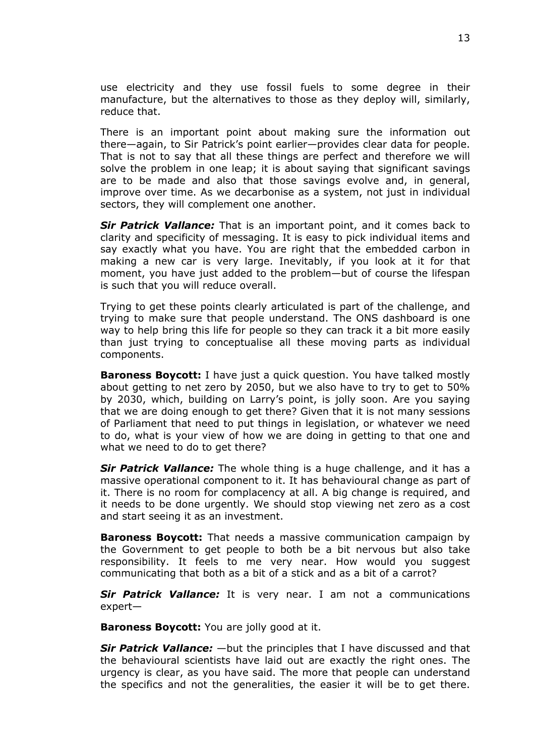use electricity and they use fossil fuels to some degree in their manufacture, but the alternatives to those as they deploy will, similarly, reduce that.

There is an important point about making sure the information out there—again, to Sir Patrick's point earlier—provides clear data for people. That is not to say that all these things are perfect and therefore we will solve the problem in one leap; it is about saying that significant savings are to be made and also that those savings evolve and, in general, improve over time. As we decarbonise as a system, not just in individual sectors, they will complement one another.

***Sir Patrick Vallance:*** That is an important point, and it comes back to clarity and specificity of messaging. It is easy to pick individual items and say exactly what you have. You are right that the embedded carbon in making a new car is very large. Inevitably, if you look at it for that moment, you have just added to the problem—but of course the lifespan is such that you will reduce overall.

Trying to get these points clearly articulated is part of the challenge, and trying to make sure that people understand. The ONS dashboard is one way to help bring this life for people so they can track it a bit more easily than just trying to conceptualise all these moving parts as individual components.

**Baroness Boycott:** I have just a quick question. You have talked mostly about getting to net zero by 2050, but we also have to try to get to 50% by 2030, which, building on Larry's point, is jolly soon. Are you saying that we are doing enough to get there? Given that it is not many sessions of Parliament that need to put things in legislation, or whatever we need to do, what is your view of how we are doing in getting to that one and what we need to do to get there?

***Sir Patrick Vallance:*** The whole thing is a huge challenge, and it has a massive operational component to it. It has behavioural change as part of it. There is no room for complacency at all. A big change is required, and it needs to be done urgently. We should stop viewing net zero as a cost and start seeing it as an investment.

**Baroness Boycott:** That needs a massive communication campaign by the Government to get people to both be a bit nervous but also take responsibility. It feels to me very near. How would you suggest communicating that both as a bit of a stick and as a bit of a carrot?

***Sir Patrick Vallance:*** It is very near. I am not a communications expert—

**Baroness Boycott:** You are jolly good at it.

***Sir Patrick Vallance:*** —but the principles that I have discussed and that the behavioural scientists have laid out are exactly the right ones. The urgency is clear, as you have said. The more that people can understand the specifics and not the generalities, the easier it will be to get there.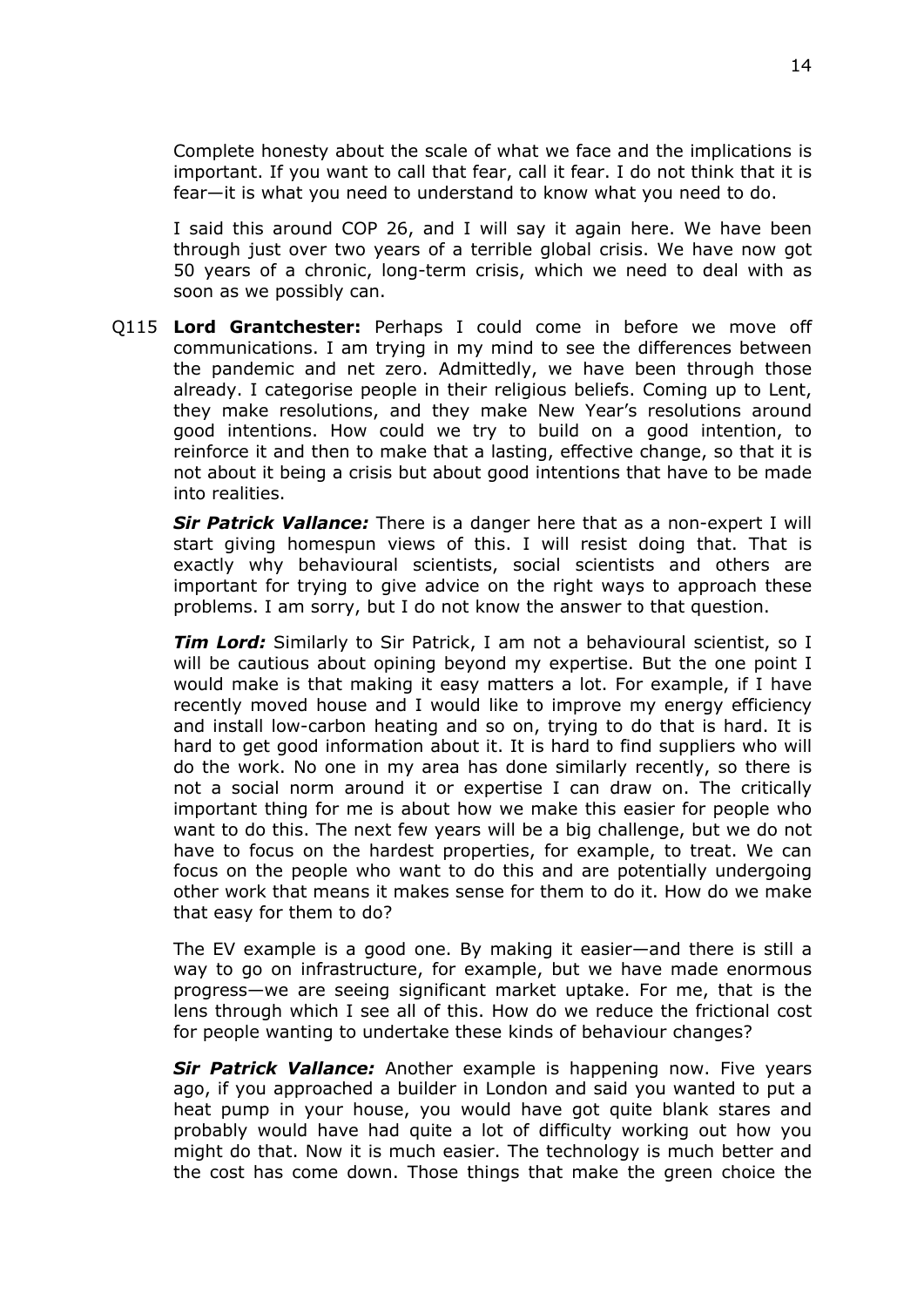Complete honesty about the scale of what we face and the implications is important. If you want to call that fear, call it fear. I do not think that it is fear—it is what you need to understand to know what you need to do.

I said this around COP 26, and I will say it again here. We have been through just over two years of a terrible global crisis. We have now got 50 years of a chronic, long-term crisis, which we need to deal with as soon as we possibly can.

Q115 **Lord Grantchester:** Perhaps I could come in before we move off communications. I am trying in my mind to see the differences between the pandemic and net zero. Admittedly, we have been through those already. I categorise people in their religious beliefs. Coming up to Lent, they make resolutions, and they make New Year's resolutions around good intentions. How could we try to build on a good intention, to reinforce it and then to make that a lasting, effective change, so that it is not about it being a crisis but about good intentions that have to be made into realities.

***Sir Patrick Vallance:*** There is a danger here that as a non-expert I will start giving homespun views of this. I will resist doing that. That is exactly why behavioural scientists, social scientists and others are important for trying to give advice on the right ways to approach these problems. I am sorry, but I do not know the answer to that question.

***Tim Lord:*** Similarly to Sir Patrick, I am not a behavioural scientist, so I will be cautious about opining beyond my expertise. But the one point I would make is that making it easy matters a lot. For example, if I have recently moved house and I would like to improve my energy efficiency and install low-carbon heating and so on, trying to do that is hard. It is hard to get good information about it. It is hard to find suppliers who will do the work. No one in my area has done similarly recently, so there is not a social norm around it or expertise I can draw on. The critically important thing for me is about how we make this easier for people who want to do this. The next few years will be a big challenge, but we do not have to focus on the hardest properties, for example, to treat. We can focus on the people who want to do this and are potentially undergoing other work that means it makes sense for them to do it. How do we make that easy for them to do?

The EV example is a good one. By making it easier—and there is still a way to go on infrastructure, for example, but we have made enormous progress—we are seeing significant market uptake. For me, that is the lens through which I see all of this. How do we reduce the frictional cost for people wanting to undertake these kinds of behaviour changes?

***Sir Patrick Vallance:*** Another example is happening now. Five years ago, if you approached a builder in London and said you wanted to put a heat pump in your house, you would have got quite blank stares and probably would have had quite a lot of difficulty working out how you might do that. Now it is much easier. The technology is much better and the cost has come down. Those things that make the green choice the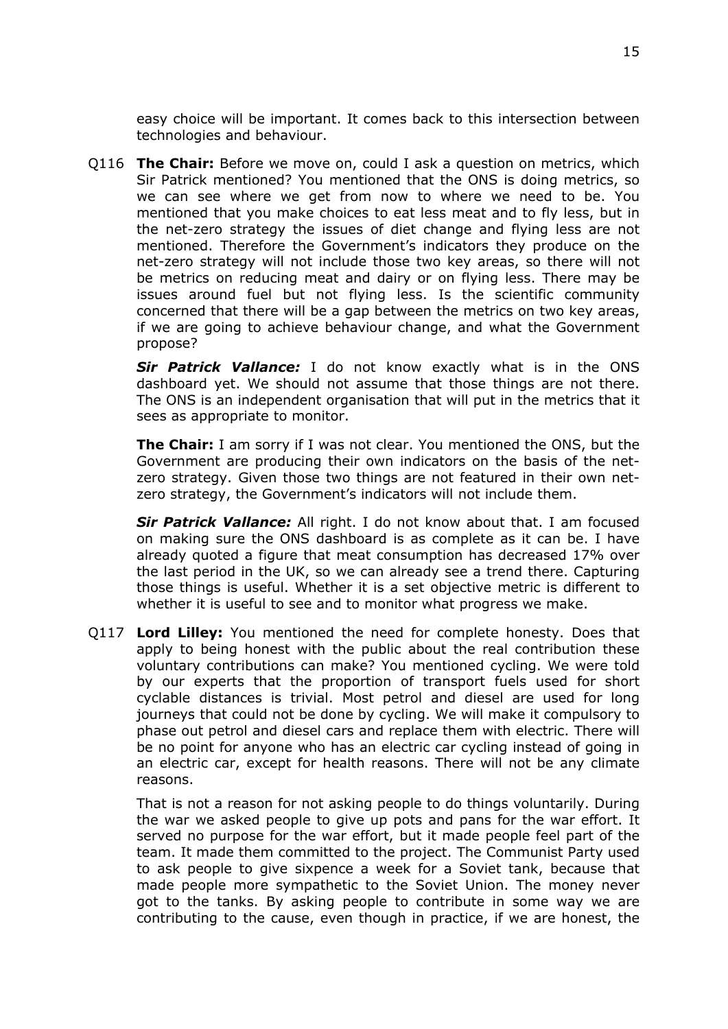easy choice will be important. It comes back to this intersection between technologies and behaviour.

Q116 **The Chair:** Before we move on, could I ask a question on metrics, which Sir Patrick mentioned? You mentioned that the ONS is doing metrics, so we can see where we get from now to where we need to be. You mentioned that you make choices to eat less meat and to fly less, but in the net-zero strategy the issues of diet change and flying less are not mentioned. Therefore the Government's indicators they produce on the net-zero strategy will not include those two key areas, so there will not be metrics on reducing meat and dairy or on flying less. There may be issues around fuel but not flying less. Is the scientific community concerned that there will be a gap between the metrics on two key areas, if we are going to achieve behaviour change, and what the Government propose?

***Sir Patrick Vallance:*** I do not know exactly what is in the ONS dashboard yet. We should not assume that those things are not there. The ONS is an independent organisation that will put in the metrics that it sees as appropriate to monitor.

**The Chair:** I am sorry if I was not clear. You mentioned the ONS, but the Government are producing their own indicators on the basis of the net-zero strategy. Given those two things are not featured in their own net-zero strategy, the Government's indicators will not include them.

***Sir Patrick Vallance:*** All right. I do not know about that. I am focused on making sure the ONS dashboard is as complete as it can be. I have already quoted a figure that meat consumption has decreased 17% over the last period in the UK, so we can already see a trend there. Capturing those things is useful. Whether it is a set objective metric is different to whether it is useful to see and to monitor what progress we make.

Q117 **Lord Lilley:** You mentioned the need for complete honesty. Does that apply to being honest with the public about the real contribution these voluntary contributions can make? You mentioned cycling. We were told by our experts that the proportion of transport fuels used for short cyclable distances is trivial. Most petrol and diesel are used for long journeys that could not be done by cycling. We will make it compulsory to phase out petrol and diesel cars and replace them with electric. There will be no point for anyone who has an electric car cycling instead of going in an electric car, except for health reasons. There will not be any climate reasons.

That is not a reason for not asking people to do things voluntarily. During the war we asked people to give up pots and pans for the war effort. It served no purpose for the war effort, but it made people feel part of the team. It made them committed to the project. The Communist Party used to ask people to give sixpence a week for a Soviet tank, because that made people more sympathetic to the Soviet Union. The money never got to the tanks. By asking people to contribute in some way we are contributing to the cause, even though in practice, if we are honest, the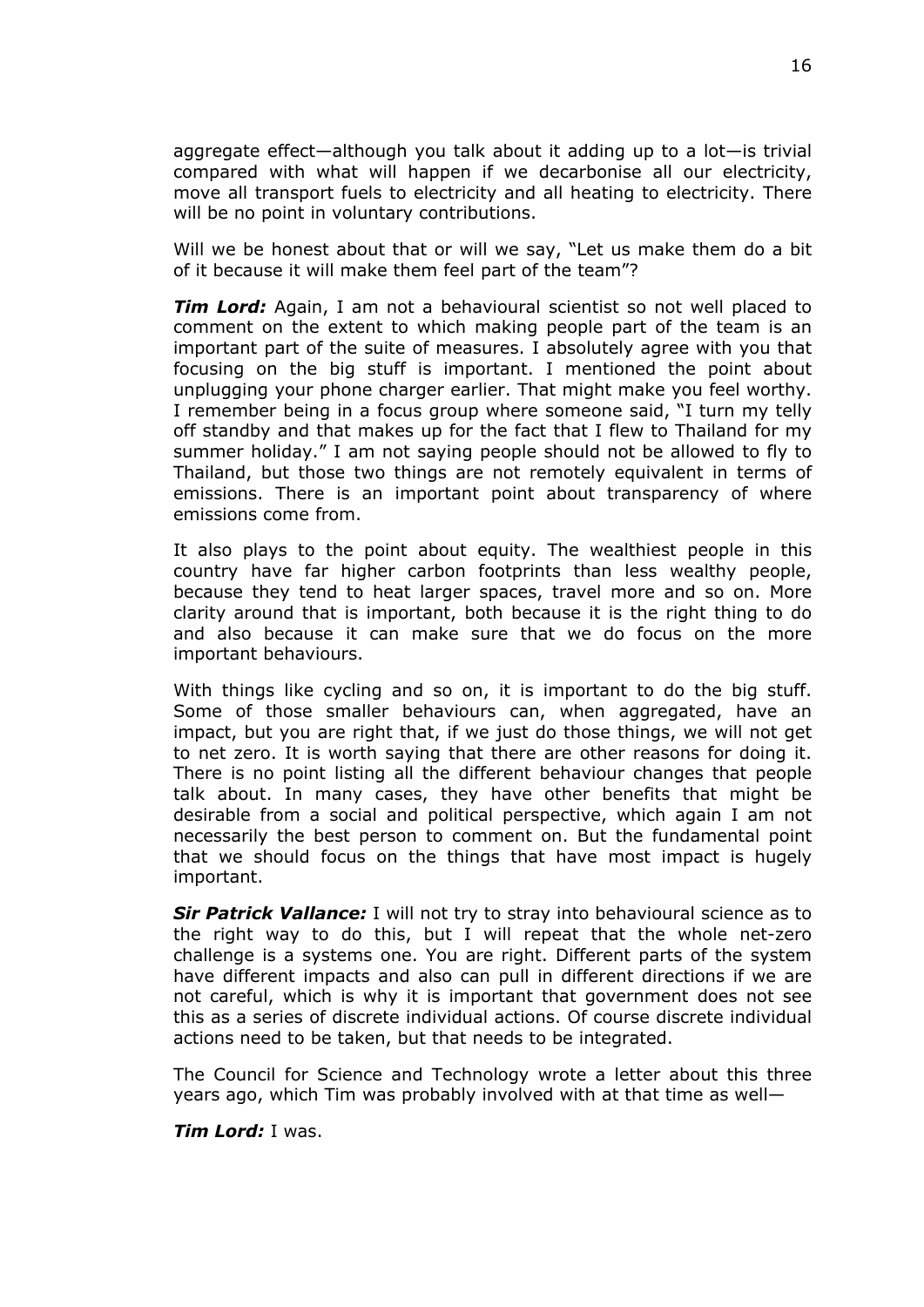aggregate effect—although you talk about it adding up to a lot—is trivial compared with what will happen if we decarbonise all our electricity, move all transport fuels to electricity and all heating to electricity. There will be no point in voluntary contributions.

Will we be honest about that or will we say, "Let us make them do a bit of it because it will make them feel part of the team"?

***Tim Lord:*** Again, I am not a behavioural scientist so not well placed to comment on the extent to which making people part of the team is an important part of the suite of measures. I absolutely agree with you that focusing on the big stuff is important. I mentioned the point about unplugging your phone charger earlier. That might make you feel worthy. I remember being in a focus group where someone said, "I turn my telly off standby and that makes up for the fact that I flew to Thailand for my summer holiday." I am not saying people should not be allowed to fly to Thailand, but those two things are not remotely equivalent in terms of emissions. There is an important point about transparency of where emissions come from.

It also plays to the point about equity. The wealthiest people in this country have far higher carbon footprints than less wealthy people, because they tend to heat larger spaces, travel more and so on. More clarity around that is important, both because it is the right thing to do and also because it can make sure that we do focus on the more important behaviours.

With things like cycling and so on, it is important to do the big stuff. Some of those smaller behaviours can, when aggregated, have an impact, but you are right that, if we just do those things, we will not get to net zero. It is worth saying that there are other reasons for doing it. There is no point listing all the different behaviour changes that people talk about. In many cases, they have other benefits that might be desirable from a social and political perspective, which again I am not necessarily the best person to comment on. But the fundamental point that we should focus on the things that have most impact is hugely important.

***Sir Patrick Vallance:*** I will not try to stray into behavioural science as to the right way to do this, but I will repeat that the whole net-zero challenge is a systems one. You are right. Different parts of the system have different impacts and also can pull in different directions if we are not careful, which is why it is important that government does not see this as a series of discrete individual actions. Of course discrete individual actions need to be taken, but that needs to be integrated.

The Council for Science and Technology wrote a letter about this three years ago, which Tim was probably involved with at that time as well—

***Tim Lord:*** I was.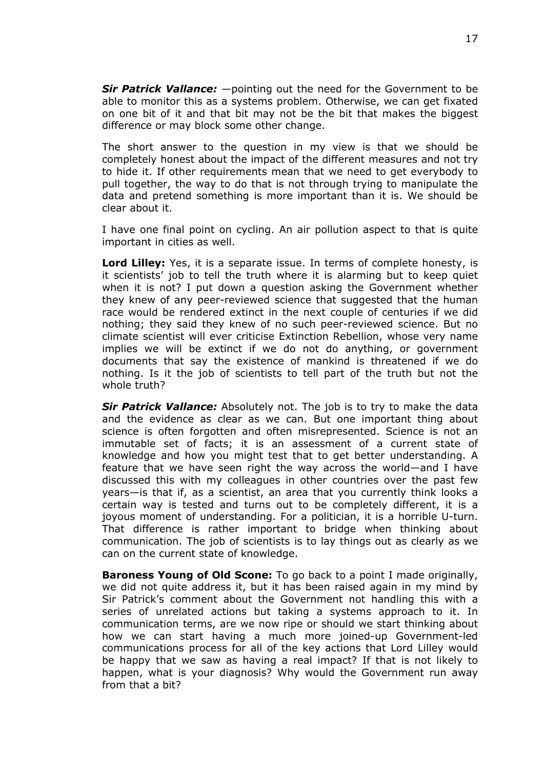***Sir Patrick Vallance:*** —pointing out the need for the Government to be able to monitor this as a systems problem. Otherwise, we can get fixated on one bit of it and that bit may not be the bit that makes the biggest difference or may block some other change.

The short answer to the question in my view is that we should be completely honest about the impact of the different measures and not try to hide it. If other requirements mean that we need to get everybody to pull together, the way to do that is not through trying to manipulate the data and pretend something is more important than it is. We should be clear about it.

I have one final point on cycling. An air pollution aspect to that is quite important in cities as well.

**Lord Lilley:** Yes, it is a separate issue. In terms of complete honesty, is it scientists' job to tell the truth where it is alarming but to keep quiet when it is not? I put down a question asking the Government whether they knew of any peer-reviewed science that suggested that the human race would be rendered extinct in the next couple of centuries if we did nothing; they said they knew of no such peer-reviewed science. But no climate scientist will ever criticise Extinction Rebellion, whose very name implies we will be extinct if we do not do anything, or government documents that say the existence of mankind is threatened if we do nothing. Is it the job of scientists to tell part of the truth but not the whole truth?

***Sir Patrick Vallance:*** Absolutely not. The job is to try to make the data and the evidence as clear as we can. But one important thing about science is often forgotten and often misrepresented. Science is not an immutable set of facts; it is an assessment of a current state of knowledge and how you might test that to get better understanding. A feature that we have seen right the way across the world—and I have discussed this with my colleagues in other countries over the past few years—is that if, as a scientist, an area that you currently think looks a certain way is tested and turns out to be completely different, it is a joyous moment of understanding. For a politician, it is a horrible U-turn. That difference is rather important to bridge when thinking about communication. The job of scientists is to lay things out as clearly as we can on the current state of knowledge.

**Baroness Young of Old Scone:** To go back to a point I made originally, we did not quite address it, but it has been raised again in my mind by Sir Patrick's comment about the Government not handling this with a series of unrelated actions but taking a systems approach to it. In communication terms, are we now ripe or should we start thinking about how we can start having a much more joined-up Government-led communications process for all of the key actions that Lord Lilley would be happy that we saw as having a real impact? If that is not likely to happen, what is your diagnosis? Why would the Government run away from that a bit?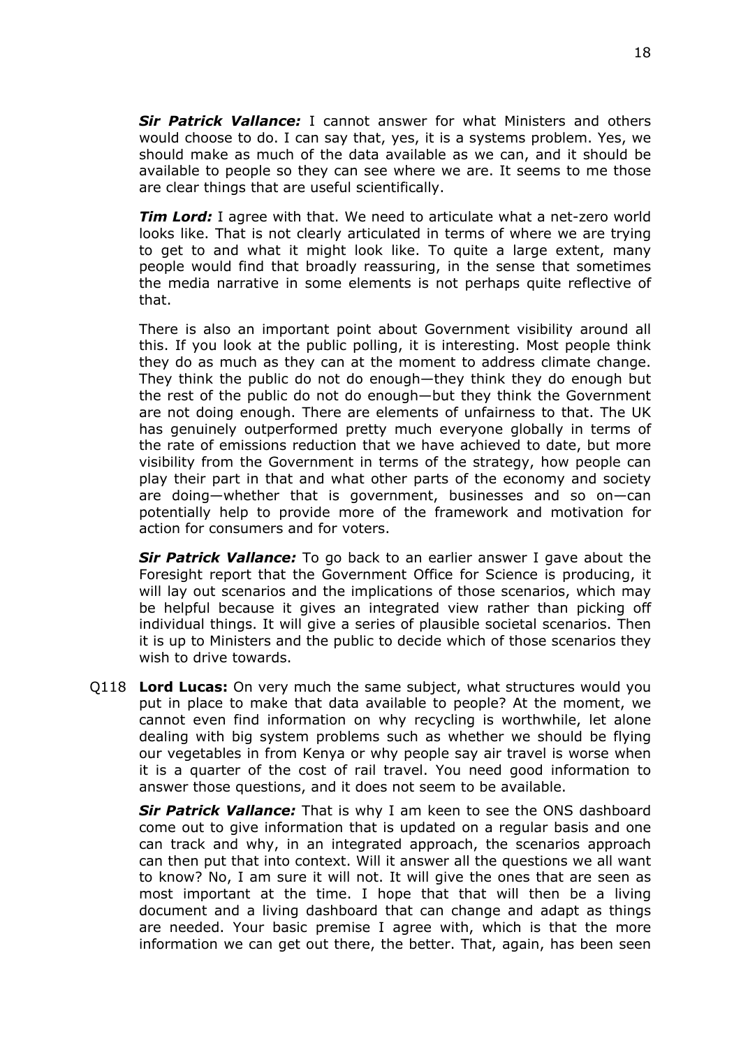***Sir Patrick Vallance:*** I cannot answer for what Ministers and others would choose to do. I can say that, yes, it is a systems problem. Yes, we should make as much of the data available as we can, and it should be available to people so they can see where we are. It seems to me those are clear things that are useful scientifically.

***Tim Lord:*** I agree with that. We need to articulate what a net-zero world looks like. That is not clearly articulated in terms of where we are trying to get to and what it might look like. To quite a large extent, many people would find that broadly reassuring, in the sense that sometimes the media narrative in some elements is not perhaps quite reflective of that.

There is also an important point about Government visibility around all this. If you look at the public polling, it is interesting. Most people think they do as much as they can at the moment to address climate change. They think the public do not do enough—they think they do enough but the rest of the public do not do enough—but they think the Government are not doing enough. There are elements of unfairness to that. The UK has genuinely outperformed pretty much everyone globally in terms of the rate of emissions reduction that we have achieved to date, but more visibility from the Government in terms of the strategy, how people can play their part in that and what other parts of the economy and society are doing—whether that is government, businesses and so on—can potentially help to provide more of the framework and motivation for action for consumers and for voters.

***Sir Patrick Vallance:*** To go back to an earlier answer I gave about the Foresight report that the Government Office for Science is producing, it will lay out scenarios and the implications of those scenarios, which may be helpful because it gives an integrated view rather than picking off individual things. It will give a series of plausible societal scenarios. Then it is up to Ministers and the public to decide which of those scenarios they wish to drive towards.

Q118 **Lord Lucas:** On very much the same subject, what structures would you put in place to make that data available to people? At the moment, we cannot even find information on why recycling is worthwhile, let alone dealing with big system problems such as whether we should be flying our vegetables in from Kenya or why people say air travel is worse when it is a quarter of the cost of rail travel. You need good information to answer those questions, and it does not seem to be available.

***Sir Patrick Vallance:*** That is why I am keen to see the ONS dashboard come out to give information that is updated on a regular basis and one can track and why, in an integrated approach, the scenarios approach can then put that into context. Will it answer all the questions we all want to know? No, I am sure it will not. It will give the ones that are seen as most important at the time. I hope that that will then be a living document and a living dashboard that can change and adapt as things are needed. Your basic premise I agree with, which is that the more information we can get out there, the better. That, again, has been seen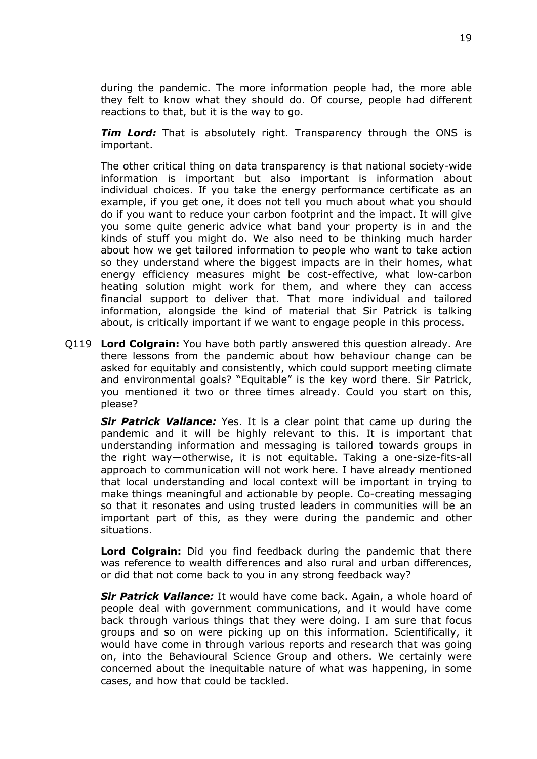during the pandemic. The more information people had, the more able they felt to know what they should do. Of course, people had different reactions to that, but it is the way to go.

***Tim Lord:*** That is absolutely right. Transparency through the ONS is important.

The other critical thing on data transparency is that national society-wide information is important but also important is information about individual choices. If you take the energy performance certificate as an example, if you get one, it does not tell you much about what you should do if you want to reduce your carbon footprint and the impact. It will give you some quite generic advice what band your property is in and the kinds of stuff you might do. We also need to be thinking much harder about how we get tailored information to people who want to take action so they understand where the biggest impacts are in their homes, what energy efficiency measures might be cost-effective, what low-carbon heating solution might work for them, and where they can access financial support to deliver that. That more individual and tailored information, alongside the kind of material that Sir Patrick is talking about, is critically important if we want to engage people in this process.

Q119 **Lord Colgrain:** You have both partly answered this question already. Are there lessons from the pandemic about how behaviour change can be asked for equitably and consistently, which could support meeting climate and environmental goals? "Equitable" is the key word there. Sir Patrick, you mentioned it two or three times already. Could you start on this, please?

***Sir Patrick Vallance:*** Yes. It is a clear point that came up during the pandemic and it will be highly relevant to this. It is important that understanding information and messaging is tailored towards groups in the right way—otherwise, it is not equitable. Taking a one-size-fits-all approach to communication will not work here. I have already mentioned that local understanding and local context will be important in trying to make things meaningful and actionable by people. Co-creating messaging so that it resonates and using trusted leaders in communities will be an important part of this, as they were during the pandemic and other situations.

**Lord Colgrain:** Did you find feedback during the pandemic that there was reference to wealth differences and also rural and urban differences, or did that not come back to you in any strong feedback way?

***Sir Patrick Vallance:*** It would have come back. Again, a whole hoard of people deal with government communications, and it would have come back through various things that they were doing. I am sure that focus groups and so on were picking up on this information. Scientifically, it would have come in through various reports and research that was going on, into the Behavioural Science Group and others. We certainly were concerned about the inequitable nature of what was happening, in some cases, and how that could be tackled.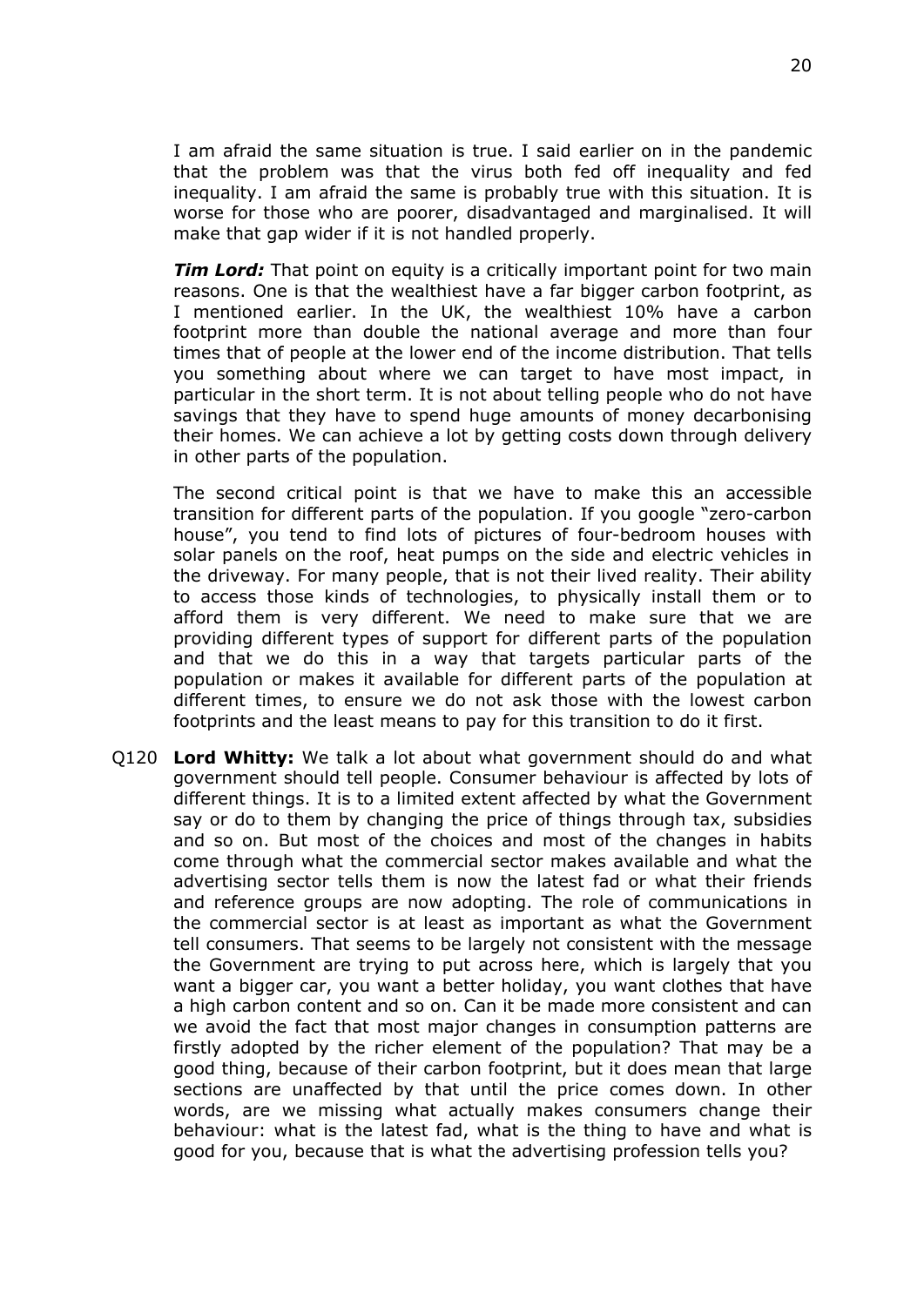I am afraid the same situation is true. I said earlier on in the pandemic that the problem was that the virus both fed off inequality and fed inequality. I am afraid the same is probably true with this situation. It is worse for those who are poorer, disadvantaged and marginalised. It will make that gap wider if it is not handled properly.

***Tim Lord:*** That point on equity is a critically important point for two main reasons. One is that the wealthiest have a far bigger carbon footprint, as I mentioned earlier. In the UK, the wealthiest 10% have a carbon footprint more than double the national average and more than four times that of people at the lower end of the income distribution. That tells you something about where we can target to have most impact, in particular in the short term. It is not about telling people who do not have savings that they have to spend huge amounts of money decarbonising their homes. We can achieve a lot by getting costs down through delivery in other parts of the population.

The second critical point is that we have to make this an accessible transition for different parts of the population. If you google "zero-carbon house", you tend to find lots of pictures of four-bedroom houses with solar panels on the roof, heat pumps on the side and electric vehicles in the driveway. For many people, that is not their lived reality. Their ability to access those kinds of technologies, to physically install them or to afford them is very different. We need to make sure that we are providing different types of support for different parts of the population and that we do this in a way that targets particular parts of the population or makes it available for different parts of the population at different times, to ensure we do not ask those with the lowest carbon footprints and the least means to pay for this transition to do it first.

Q120 **Lord Whitty:** We talk a lot about what government should do and what government should tell people. Consumer behaviour is affected by lots of different things. It is to a limited extent affected by what the Government say or do to them by changing the price of things through tax, subsidies and so on. But most of the choices and most of the changes in habits come through what the commercial sector makes available and what the advertising sector tells them is now the latest fad or what their friends and reference groups are now adopting. The role of communications in the commercial sector is at least as important as what the Government tell consumers. That seems to be largely not consistent with the message the Government are trying to put across here, which is largely that you want a bigger car, you want a better holiday, you want clothes that have a high carbon content and so on. Can it be made more consistent and can we avoid the fact that most major changes in consumption patterns are firstly adopted by the richer element of the population? That may be a good thing, because of their carbon footprint, but it does mean that large sections are unaffected by that until the price comes down. In other words, are we missing what actually makes consumers change their behaviour: what is the latest fad, what is the thing to have and what is good for you, because that is what the advertising profession tells you?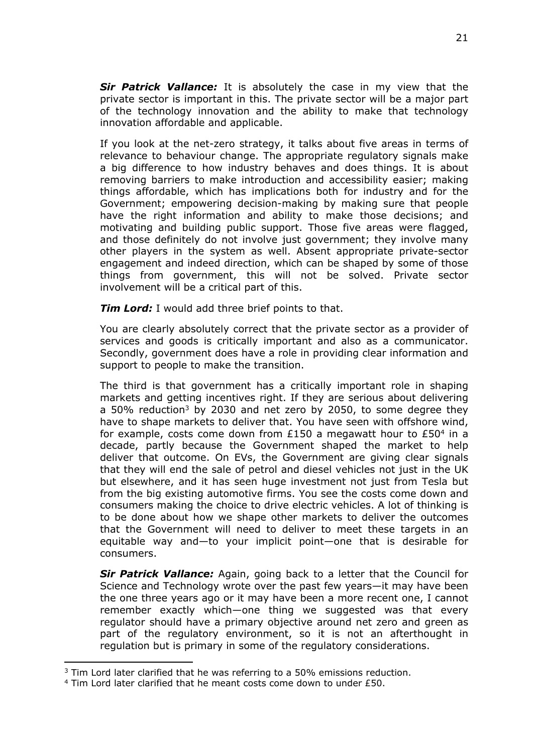***Sir Patrick Vallance:*** It is absolutely the case in my view that the private sector is important in this. The private sector will be a major part of the technology innovation and the ability to make that technology innovation affordable and applicable.

If you look at the net-zero strategy, it talks about five areas in terms of relevance to behaviour change. The appropriate regulatory signals make a big difference to how industry behaves and does things. It is about removing barriers to make introduction and accessibility easier; making things affordable, which has implications both for industry and for the Government; empowering decision-making by making sure that people have the right information and ability to make those decisions; and motivating and building public support. Those five areas were flagged, and those definitely do not involve just government; they involve many other players in the system as well. Absent appropriate private-sector engagement and indeed direction, which can be shaped by some of those things from government, this will not be solved. Private sector involvement will be a critical part of this.

***Tim Lord:*** I would add three brief points to that.

You are clearly absolutely correct that the private sector as a provider of services and goods is critically important and also as a communicator. Secondly, government does have a role in providing clear information and support to people to make the transition.

The third is that government has a critically important role in shaping markets and getting incentives right. If they are serious about delivering a 50% reduction[3] by 2030 and net zero by 2050, to some degree they have to shape markets to deliver that. You have seen with offshore wind, for example, costs come down from £150 a megawatt hour to £50[4] in a decade, partly because the Government shaped the market to help deliver that outcome. On EVs, the Government are giving clear signals that they will end the sale of petrol and diesel vehicles not just in the UK but elsewhere, and it has seen huge investment not just from Tesla but from the big existing automotive firms. You see the costs come down and consumers making the choice to drive electric vehicles. A lot of thinking is to be done about how we shape other markets to deliver the outcomes that the Government will need to deliver to meet these targets in an equitable way and—to your implicit point—one that is desirable for consumers.

***Sir Patrick Vallance:*** Again, going back to a letter that the Council for Science and Technology wrote over the past few years—it may have been the one three years ago or it may have been a more recent one, I cannot remember exactly which—one thing we suggested was that every regulator should have a primary objective around net zero and green as part of the regulatory environment, so it is not an afterthought in regulation but is primary in some of the regulatory considerations.

---

[3] Tim Lord later clarified that he was referring to a 50% emissions reduction.

[4] Tim Lord later clarified that he meant costs come down to under £50.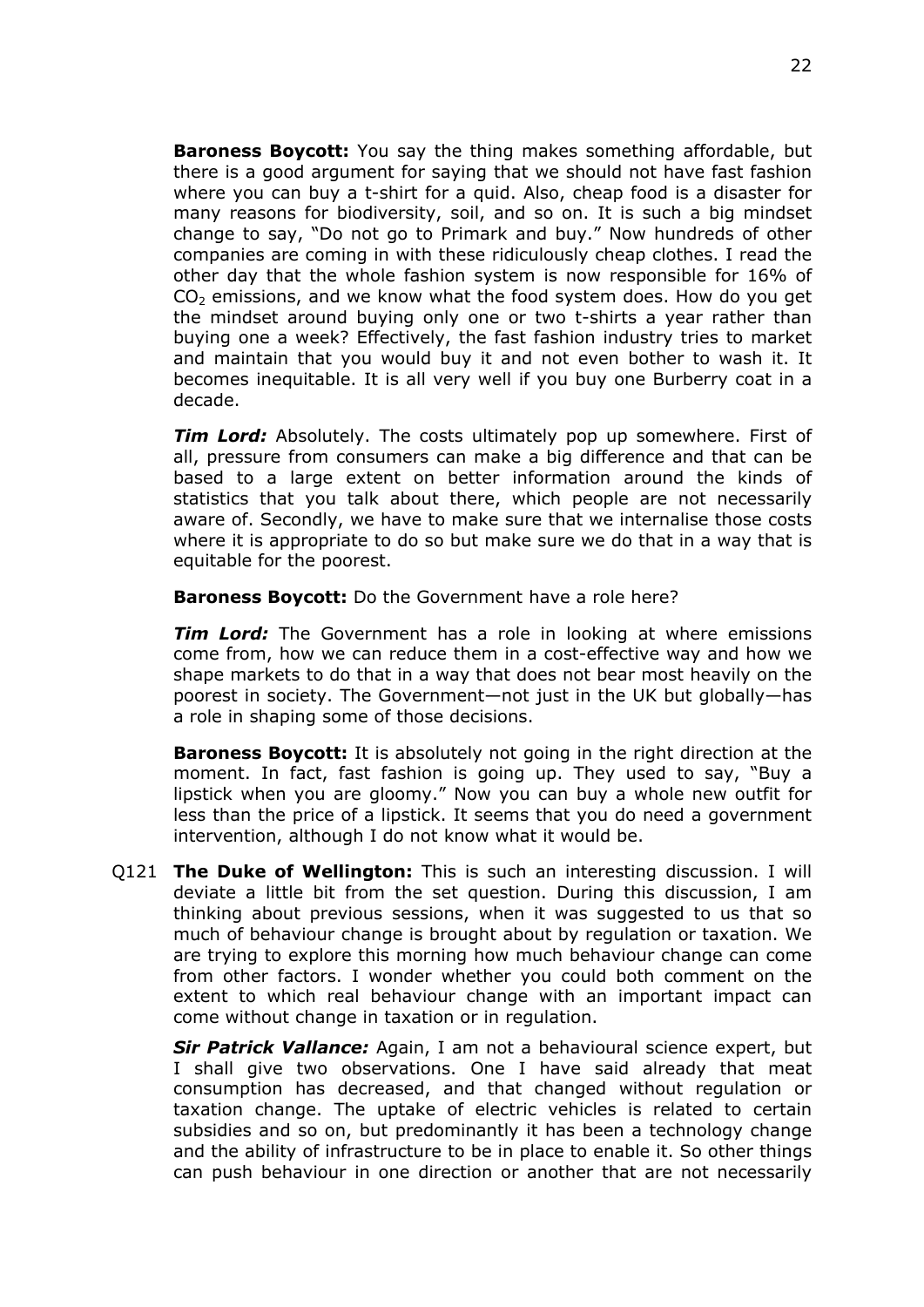**Baroness Boycott:** You say the thing makes something affordable, but there is a good argument for saying that we should not have fast fashion where you can buy a t-shirt for a quid. Also, cheap food is a disaster for many reasons for biodiversity, soil, and so on. It is such a big mindset change to say, "Do not go to Primark and buy." Now hundreds of other companies are coming in with these ridiculously cheap clothes. I read the other day that the whole fashion system is now responsible for 16% of $CO_2$ emissions, and we know what the food system does. How do you get the mindset around buying only one or two t-shirts a year rather than buying one a week? Effectively, the fast fashion industry tries to market and maintain that you would buy it and not even bother to wash it. It becomes inequitable. It is all very well if you buy one Burberry coat in a decade.

***Tim Lord:*** Absolutely. The costs ultimately pop up somewhere. First of all, pressure from consumers can make a big difference and that can be based to a large extent on better information around the kinds of statistics that you talk about there, which people are not necessarily aware of. Secondly, we have to make sure that we internalise those costs where it is appropriate to do so but make sure we do that in a way that is equitable for the poorest.

**Baroness Boycott:** Do the Government have a role here?

***Tim Lord:*** The Government has a role in looking at where emissions come from, how we can reduce them in a cost-effective way and how we shape markets to do that in a way that does not bear most heavily on the poorest in society. The Government—not just in the UK but globally—has a role in shaping some of those decisions.

**Baroness Boycott:** It is absolutely not going in the right direction at the moment. In fact, fast fashion is going up. They used to say, "Buy a lipstick when you are gloomy." Now you can buy a whole new outfit for less than the price of a lipstick. It seems that you do need a government intervention, although I do not know what it would be.

Q121 **The Duke of Wellington:** This is such an interesting discussion. I will deviate a little bit from the set question. During this discussion, I am thinking about previous sessions, when it was suggested to us that so much of behaviour change is brought about by regulation or taxation. We are trying to explore this morning how much behaviour change can come from other factors. I wonder whether you could both comment on the extent to which real behaviour change with an important impact can come without change in taxation or in regulation.

***Sir Patrick Vallance:*** Again, I am not a behavioural science expert, but I shall give two observations. One I have said already that meat consumption has decreased, and that changed without regulation or taxation change. The uptake of electric vehicles is related to certain subsidies and so on, but predominantly it has been a technology change and the ability of infrastructure to be in place to enable it. So other things can push behaviour in one direction or another that are not necessarily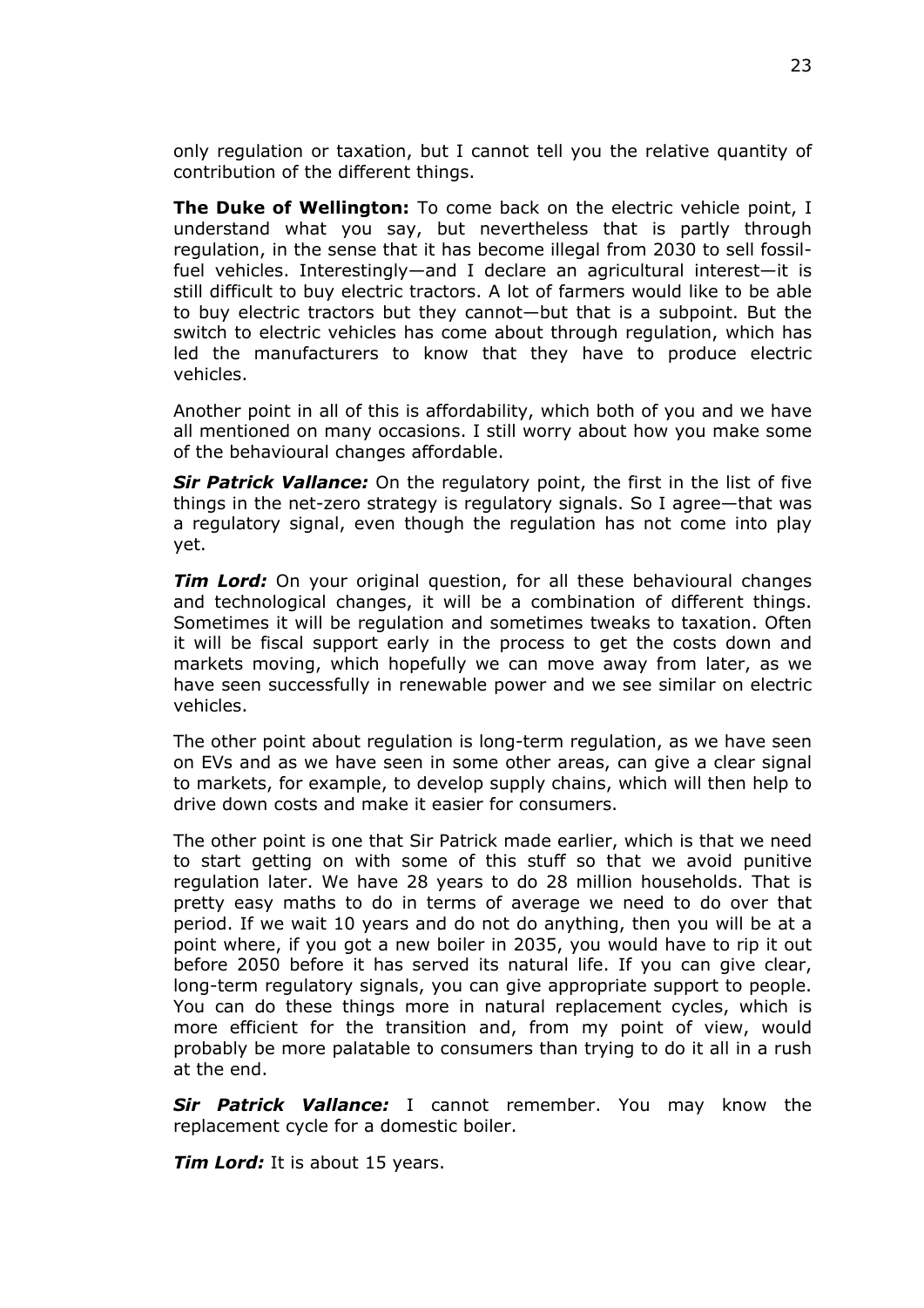only regulation or taxation, but I cannot tell you the relative quantity of contribution of the different things.

**The Duke of Wellington:** To come back on the electric vehicle point, I understand what you say, but nevertheless that is partly through regulation, in the sense that it has become illegal from 2030 to sell fossil-fuel vehicles. Interestingly—and I declare an agricultural interest—it is still difficult to buy electric tractors. A lot of farmers would like to be able to buy electric tractors but they cannot—but that is a subpoint. But the switch to electric vehicles has come about through regulation, which has led the manufacturers to know that they have to produce electric vehicles.

Another point in all of this is affordability, which both of you and we have all mentioned on many occasions. I still worry about how you make some of the behavioural changes affordable.

***Sir Patrick Vallance:*** On the regulatory point, the first in the list of five things in the net-zero strategy is regulatory signals. So I agree—that was a regulatory signal, even though the regulation has not come into play yet.

***Tim Lord:*** On your original question, for all these behavioural changes and technological changes, it will be a combination of different things. Sometimes it will be regulation and sometimes tweaks to taxation. Often it will be fiscal support early in the process to get the costs down and markets moving, which hopefully we can move away from later, as we have seen successfully in renewable power and we see similar on electric vehicles.

The other point about regulation is long-term regulation, as we have seen on EVs and as we have seen in some other areas, can give a clear signal to markets, for example, to develop supply chains, which will then help to drive down costs and make it easier for consumers.

The other point is one that Sir Patrick made earlier, which is that we need to start getting on with some of this stuff so that we avoid punitive regulation later. We have 28 years to do 28 million households. That is pretty easy maths to do in terms of average we need to do over that period. If we wait 10 years and do not do anything, then you will be at a point where, if you got a new boiler in 2035, you would have to rip it out before 2050 before it has served its natural life. If you can give clear, long-term regulatory signals, you can give appropriate support to people. You can do these things more in natural replacement cycles, which is more efficient for the transition and, from my point of view, would probably be more palatable to consumers than trying to do it all in a rush at the end.

***Sir Patrick Vallance:*** I cannot remember. You may know the replacement cycle for a domestic boiler.

***Tim Lord:*** It is about 15 years.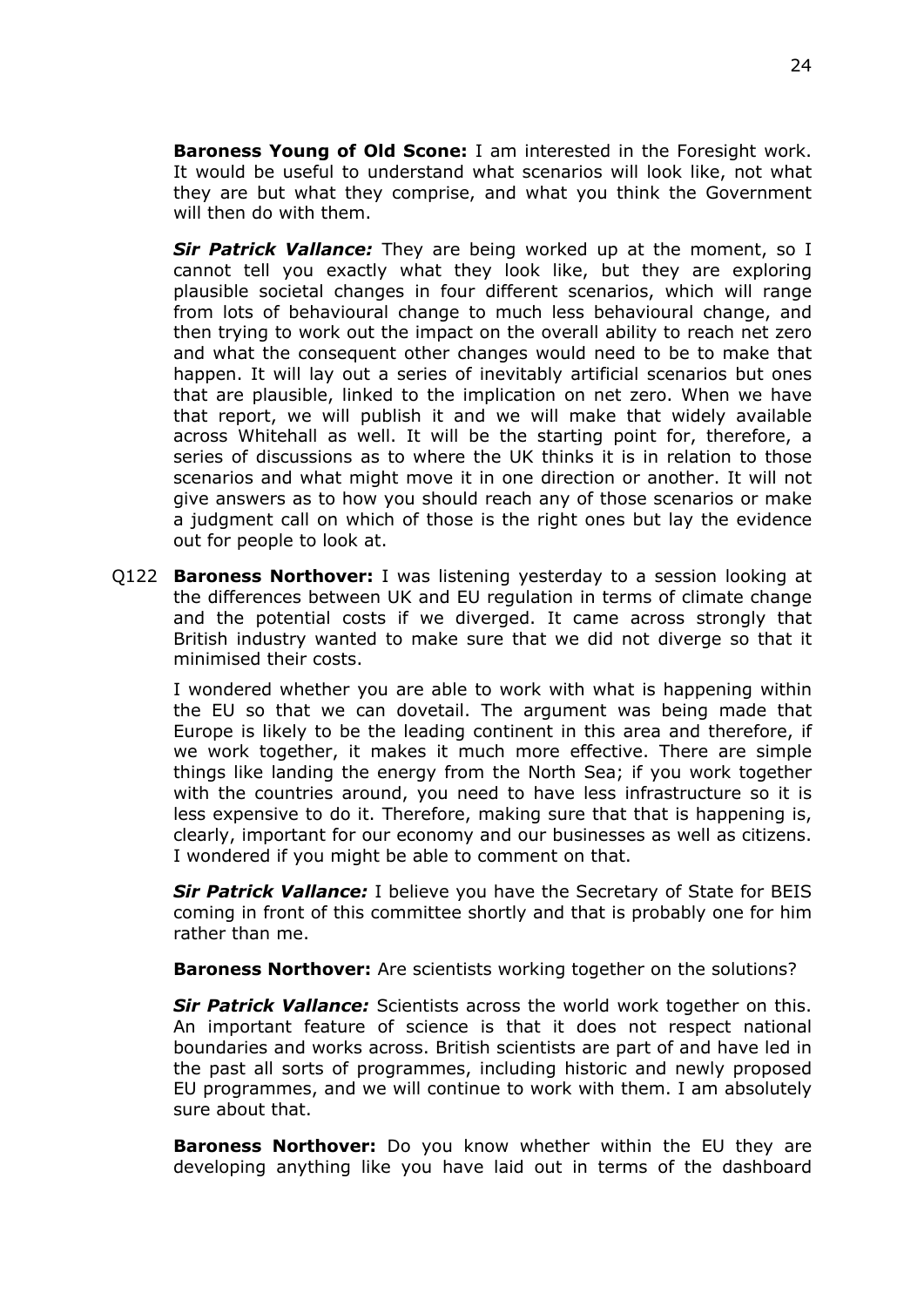**Baroness Young of Old Scone:** I am interested in the Foresight work. It would be useful to understand what scenarios will look like, not what they are but what they comprise, and what you think the Government will then do with them.

***Sir Patrick Vallance:*** They are being worked up at the moment, so I cannot tell you exactly what they look like, but they are exploring plausible societal changes in four different scenarios, which will range from lots of behavioural change to much less behavioural change, and then trying to work out the impact on the overall ability to reach net zero and what the consequent other changes would need to be to make that happen. It will lay out a series of inevitably artificial scenarios but ones that are plausible, linked to the implication on net zero. When we have that report, we will publish it and we will make that widely available across Whitehall as well. It will be the starting point for, therefore, a series of discussions as to where the UK thinks it is in relation to those scenarios and what might move it in one direction or another. It will not give answers as to how you should reach any of those scenarios or make a judgment call on which of those is the right ones but lay the evidence out for people to look at.

Q122 **Baroness Northover:** I was listening yesterday to a session looking at the differences between UK and EU regulation in terms of climate change and the potential costs if we diverged. It came across strongly that British industry wanted to make sure that we did not diverge so that it minimised their costs.

I wondered whether you are able to work with what is happening within the EU so that we can dovetail. The argument was being made that Europe is likely to be the leading continent in this area and therefore, if we work together, it makes it much more effective. There are simple things like landing the energy from the North Sea; if you work together with the countries around, you need to have less infrastructure so it is less expensive to do it. Therefore, making sure that that is happening is, clearly, important for our economy and our businesses as well as citizens. I wondered if you might be able to comment on that.

***Sir Patrick Vallance:*** I believe you have the Secretary of State for BEIS coming in front of this committee shortly and that is probably one for him rather than me.

**Baroness Northover:** Are scientists working together on the solutions?

***Sir Patrick Vallance:*** Scientists across the world work together on this. An important feature of science is that it does not respect national boundaries and works across. British scientists are part of and have led in the past all sorts of programmes, including historic and newly proposed EU programmes, and we will continue to work with them. I am absolutely sure about that.

**Baroness Northover:** Do you know whether within the EU they are developing anything like you have laid out in terms of the dashboard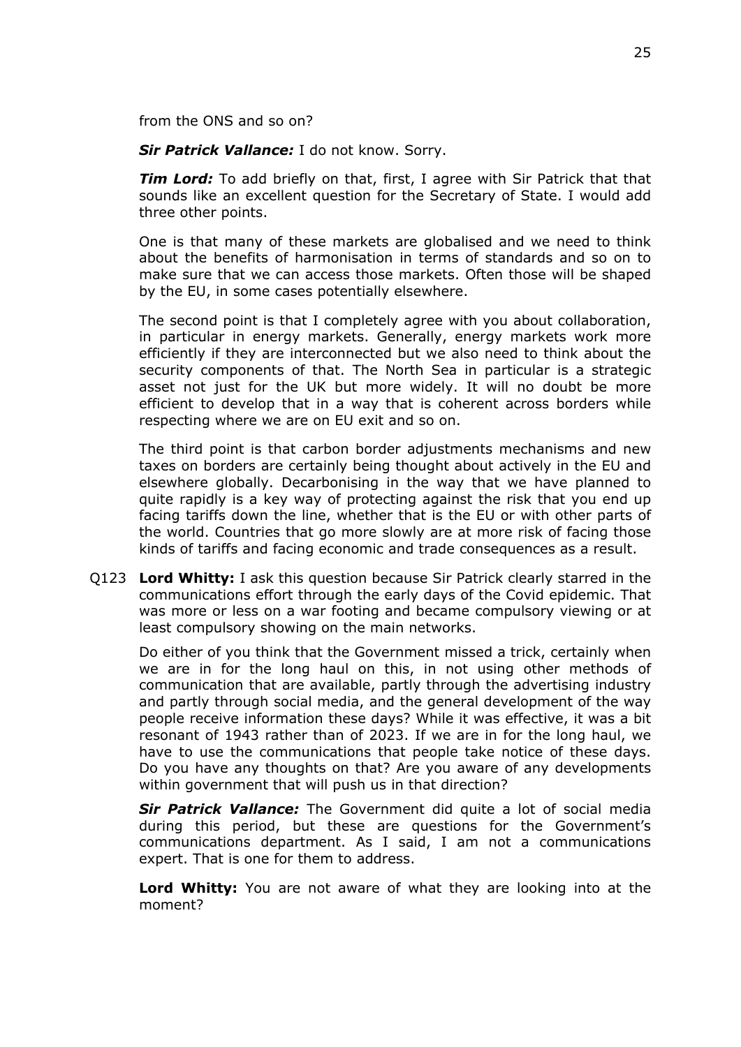from the ONS and so on?

***Sir Patrick Vallance:*** I do not know. Sorry.

***Tim Lord:*** To add briefly on that, first, I agree with Sir Patrick that that sounds like an excellent question for the Secretary of State. I would add three other points.

One is that many of these markets are globalised and we need to think about the benefits of harmonisation in terms of standards and so on to make sure that we can access those markets. Often those will be shaped by the EU, in some cases potentially elsewhere.

The second point is that I completely agree with you about collaboration, in particular in energy markets. Generally, energy markets work more efficiently if they are interconnected but we also need to think about the security components of that. The North Sea in particular is a strategic asset not just for the UK but more widely. It will no doubt be more efficient to develop that in a way that is coherent across borders while respecting where we are on EU exit and so on.

The third point is that carbon border adjustments mechanisms and new taxes on borders are certainly being thought about actively in the EU and elsewhere globally. Decarbonising in the way that we have planned to quite rapidly is a key way of protecting against the risk that you end up facing tariffs down the line, whether that is the EU or with other parts of the world. Countries that go more slowly are at more risk of facing those kinds of tariffs and facing economic and trade consequences as a result.

Q123 **Lord Whitty:** I ask this question because Sir Patrick clearly starred in the communications effort through the early days of the Covid epidemic. That was more or less on a war footing and became compulsory viewing or at least compulsory showing on the main networks.

Do either of you think that the Government missed a trick, certainly when we are in for the long haul on this, in not using other methods of communication that are available, partly through the advertising industry and partly through social media, and the general development of the way people receive information these days? While it was effective, it was a bit resonant of 1943 rather than of 2023. If we are in for the long haul, we have to use the communications that people take notice of these days. Do you have any thoughts on that? Are you aware of any developments within government that will push us in that direction?

***Sir Patrick Vallance:*** The Government did quite a lot of social media during this period, but these are questions for the Government's communications department. As I said, I am not a communications expert. That is one for them to address.

**Lord Whitty:** You are not aware of what they are looking into at the moment?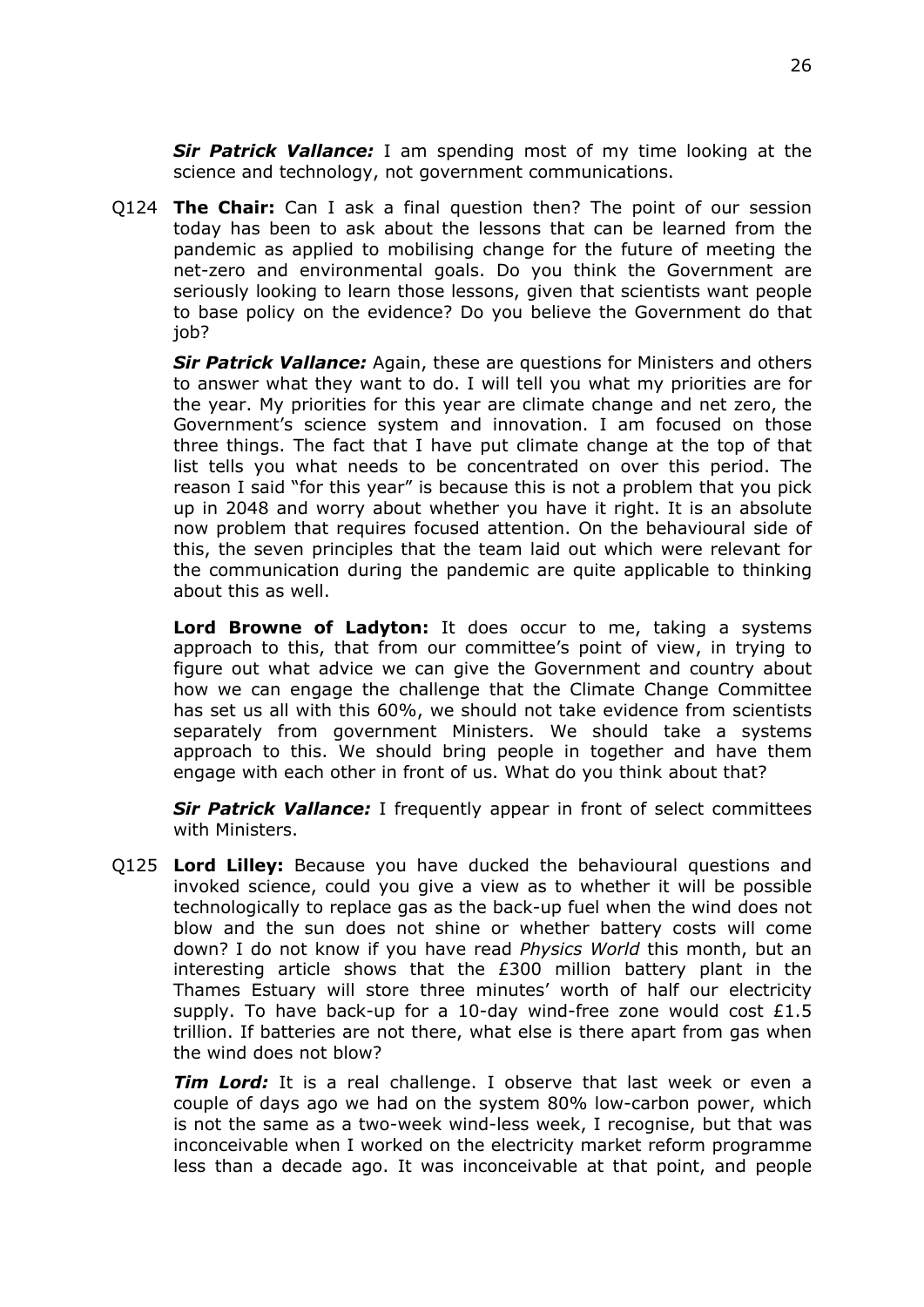***Sir Patrick Vallance:*** I am spending most of my time looking at the science and technology, not government communications.

Q124 **The Chair:** Can I ask a final question then? The point of our session today has been to ask about the lessons that can be learned from the pandemic as applied to mobilising change for the future of meeting the net-zero and environmental goals. Do you think the Government are seriously looking to learn those lessons, given that scientists want people to base policy on the evidence? Do you believe the Government do that job?

***Sir Patrick Vallance:*** Again, these are questions for Ministers and others to answer what they want to do. I will tell you what my priorities are for the year. My priorities for this year are climate change and net zero, the Government's science system and innovation. I am focused on those three things. The fact that I have put climate change at the top of that list tells you what needs to be concentrated on over this period. The reason I said "for this year" is because this is not a problem that you pick up in 2048 and worry about whether you have it right. It is an absolute now problem that requires focused attention. On the behavioural side of this, the seven principles that the team laid out which were relevant for the communication during the pandemic are quite applicable to thinking about this as well.

**Lord Browne of Ladyton:** It does occur to me, taking a systems approach to this, that from our committee's point of view, in trying to figure out what advice we can give the Government and country about how we can engage the challenge that the Climate Change Committee has set us all with this 60%, we should not take evidence from scientists separately from government Ministers. We should take a systems approach to this. We should bring people in together and have them engage with each other in front of us. What do you think about that?

***Sir Patrick Vallance:*** I frequently appear in front of select committees with Ministers.

Q125 **Lord Lilley:** Because you have ducked the behavioural questions and invoked science, could you give a view as to whether it will be possible technologically to replace gas as the back-up fuel when the wind does not blow and the sun does not shine or whether battery costs will come down? I do not know if you have read *Physics World* this month, but an interesting article shows that the £300 million battery plant in the Thames Estuary will store three minutes' worth of half our electricity supply. To have back-up for a 10-day wind-free zone would cost £1.5 trillion. If batteries are not there, what else is there apart from gas when the wind does not blow?

***Tim Lord:*** It is a real challenge. I observe that last week or even a couple of days ago we had on the system 80% low-carbon power, which is not the same as a two-week wind-less week, I recognise, but that was inconceivable when I worked on the electricity market reform programme less than a decade ago. It was inconceivable at that point, and people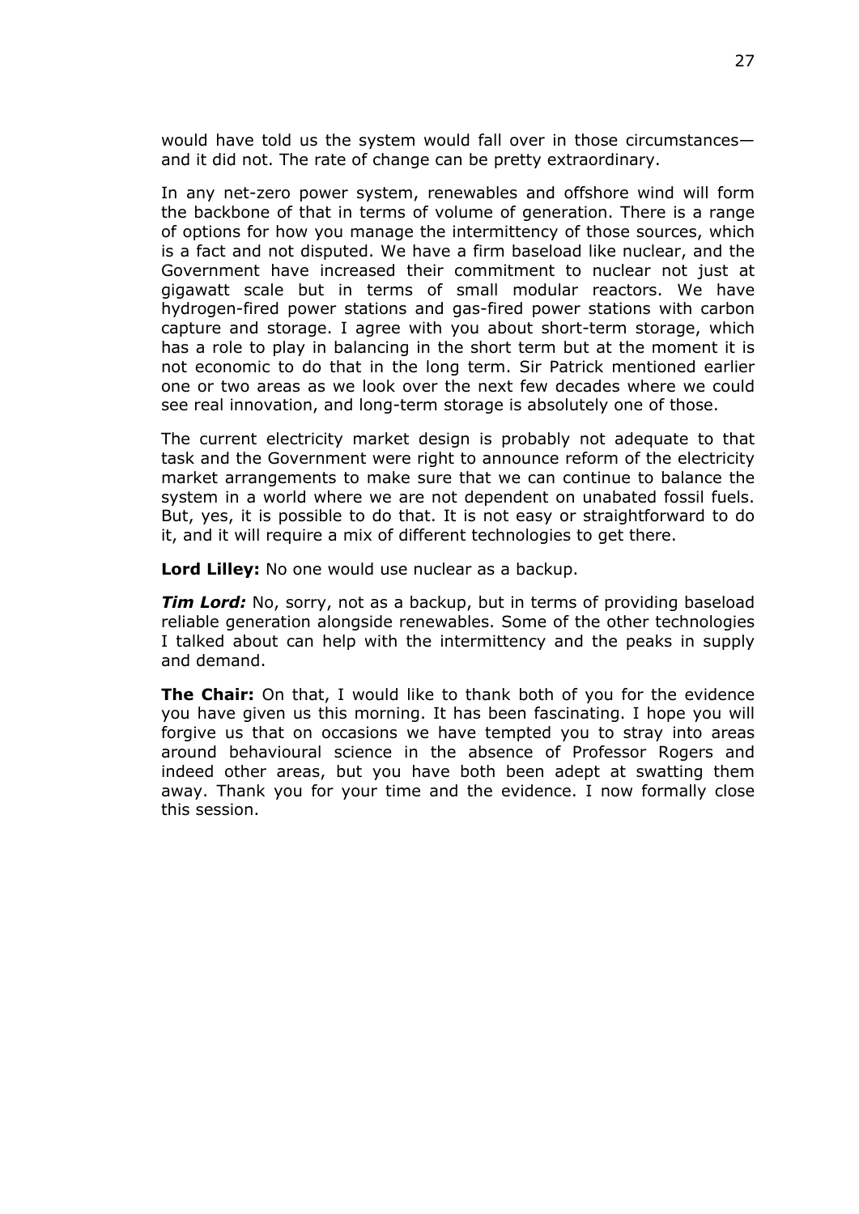would have told us the system would fall over in those circumstances—and it did not. The rate of change can be pretty extraordinary.

In any net-zero power system, renewables and offshore wind will form the backbone of that in terms of volume of generation. There is a range of options for how you manage the intermittency of those sources, which is a fact and not disputed. We have a firm baseload like nuclear, and the Government have increased their commitment to nuclear not just at gigawatt scale but in terms of small modular reactors. We have hydrogen-fired power stations and gas-fired power stations with carbon capture and storage. I agree with you about short-term storage, which has a role to play in balancing in the short term but at the moment it is not economic to do that in the long term. Sir Patrick mentioned earlier one or two areas as we look over the next few decades where we could see real innovation, and long-term storage is absolutely one of those.

The current electricity market design is probably not adequate to that task and the Government were right to announce reform of the electricity market arrangements to make sure that we can continue to balance the system in a world where we are not dependent on unabated fossil fuels. But, yes, it is possible to do that. It is not easy or straightforward to do it, and it will require a mix of different technologies to get there.

**Lord Lilley:** No one would use nuclear as a backup.

***Tim Lord:*** No, sorry, not as a backup, but in terms of providing baseload reliable generation alongside renewables. Some of the other technologies I talked about can help with the intermittency and the peaks in supply and demand.

**The Chair:** On that, I would like to thank both of you for the evidence you have given us this morning. It has been fascinating. I hope you will forgive us that on occasions we have tempted you to stray into areas around behavioural science in the absence of Professor Rogers and indeed other areas, but you have both been adept at swatting them away. Thank you for your time and the evidence. I now formally close this session.